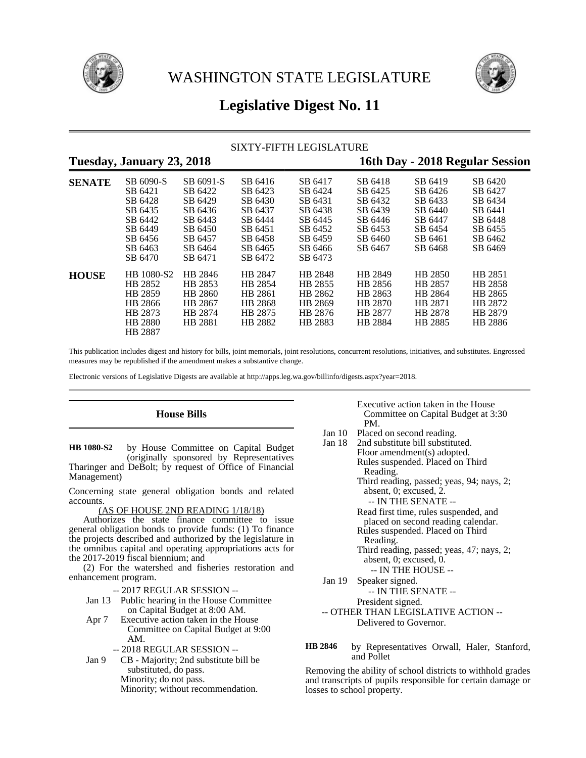# WASHINGTON STATE LEGISLATURE

## Legislative Digest No. 11

SIXTY-FIFTH LEGISLATURE

**Tuesday, January 23, 2018** **16th Day - 2018 Regular Session**

| | | | | | | | |
|---|---|---|---|---|---|---|---|
| **SENATE** | SB 6090-S | SB 6091-S | SB 6416 | SB 6417 | SB 6418 | SB 6419 | SB 6420 |
| | SB 6421 | SB 6422 | SB 6423 | SB 6424 | SB 6425 | SB 6426 | SB 6427 |
| | SB 6428 | SB 6429 | SB 6430 | SB 6431 | SB 6432 | SB 6433 | SB 6434 |
| | SB 6435 | SB 6436 | SB 6437 | SB 6438 | SB 6439 | SB 6440 | SB 6441 |
| | SB 6442 | SB 6443 | SB 6444 | SB 6445 | SB 6446 | SB 6447 | SB 6448 |
| | SB 6449 | SB 6450 | SB 6451 | SB 6452 | SB 6453 | SB 6454 | SB 6455 |
| | SB 6456 | SB 6457 | SB 6458 | SB 6459 | SB 6460 | SB 6461 | SB 6462 |
| | SB 6463 | SB 6464 | SB 6465 | SB 6466 | SB 6467 | SB 6468 | SB 6469 |
| | SB 6470 | SB 6471 | SB 6472 | SB 6473 | | | |
| **HOUSE** | HB 1080-S2 | HB 2846 | HB 2847 | HB 2848 | HB 2849 | HB 2850 | HB 2851 |
| | HB 2852 | HB 2853 | HB 2854 | HB 2855 | HB 2856 | HB 2857 | HB 2858 |
| | HB 2859 | HB 2860 | HB 2861 | HB 2862 | HB 2863 | HB 2864 | HB 2865 |
| | HB 2866 | HB 2867 | HB 2868 | HB 2869 | HB 2870 | HB 2871 | HB 2872 |
| | HB 2873 | HB 2874 | HB 2875 | HB 2876 | HB 2877 | HB 2878 | HB 2879 |
| | HB 2880 | HB 2881 | HB 2882 | HB 2883 | HB 2884 | HB 2885 | HB 2886 |
| | HB 2887 | | | | | | |

This publication includes digest and history for bills, joint memorials, joint resolutions, concurrent resolutions, initiatives, and substitutes. Engrossed measures may be republished if the amendment makes a substantive change.

Electronic versions of Legislative Digests are available at http://apps.leg.wa.gov/billinfo/digests.aspx?year=2018.

### House Bills

**HB 1080-S2** by House Committee on Capital Budget (originally sponsored by Representatives Tharinger and DeBolt; by request of Office of Financial Management)

Concerning state general obligation bonds and related accounts.

(AS OF HOUSE 2ND READING 1/18/18)

Authorizes the state finance committee to issue general obligation bonds to provide funds: (1) To finance the projects described and authorized by the legislature in the omnibus capital and operating appropriations acts for the 2017-2019 fiscal biennium; and

(2) For the watershed and fisheries restoration and enhancement program.

-- 2017 REGULAR SESSION --

Jan 13 Public hearing in the House Committee on Capital Budget at 8:00 AM.

Apr 7 Executive action taken in the House Committee on Capital Budget at 9:00 AM.

-- 2018 REGULAR SESSION --

Jan 9 CB - Majority; 2nd substitute bill be substituted, do pass.
Minority; do not pass.
Minority; without recommendation.
Executive action taken in the House Committee on Capital Budget at 3:30 PM.

Jan 10 Placed on second reading.

Jan 18 2nd substitute bill substituted.
Floor amendment(s) adopted.
Rules suspended. Placed on Third Reading.
Third reading, passed; yeas, 94; nays, 2; absent, 0; excused, 2.
-- IN THE SENATE --
Read first time, rules suspended, and placed on second reading calendar.
Rules suspended. Placed on Third Reading.
Third reading, passed; yeas, 47; nays, 2; absent, 0; excused, 0.
-- IN THE HOUSE --

Jan 19 Speaker signed.
-- IN THE SENATE --
President signed.
-- OTHER THAN LEGISLATIVE ACTION --
Delivered to Governor.

**HB 2846** by Representatives Orwall, Haler, Stanford, and Pollet

Removing the ability of school districts to withhold grades and transcripts of pupils responsible for certain damage or losses to school property.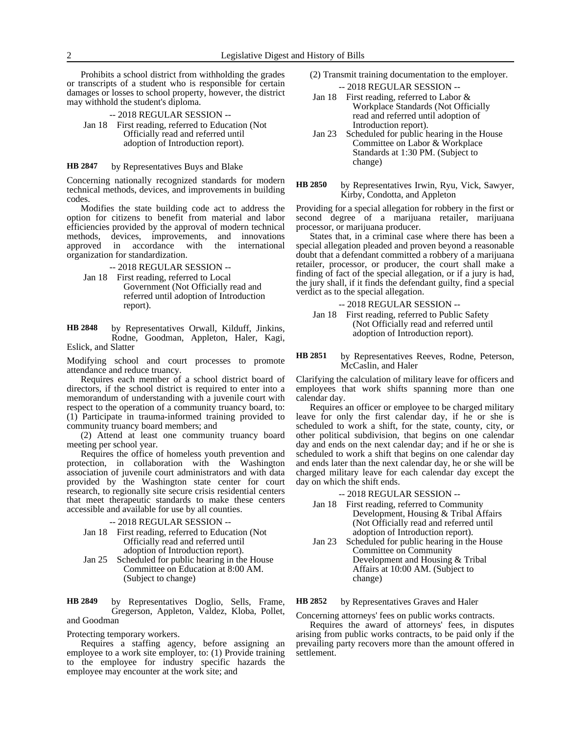Prohibits a school district from withholding the grades or transcripts of a student who is responsible for certain damages or losses to school property, however, the district may withhold the student's diploma.

-- 2018 REGULAR SESSION --

Jan 18 First reading, referred to Education (Not Officially read and referred until adoption of Introduction report).

**HB 2847** by Representatives Buys and Blake

Concerning nationally recognized standards for modern technical methods, devices, and improvements in building codes.

Modifies the state building code act to address the option for citizens to benefit from material and labor efficiencies provided by the approval of modern technical methods, devices, improvements, and innovations approved in accordance with the international organization for standardization.

-- 2018 REGULAR SESSION --

Jan 18 First reading, referred to Local Government (Not Officially read and referred until adoption of Introduction report).

**HB 2848** by Representatives Orwall, Kilduff, Jinkins, Rodne, Goodman, Appleton, Haler, Kagi, Eslick, and Slatter

Modifying school and court processes to promote attendance and reduce truancy.

Requires each member of a school district board of directors, if the school district is required to enter into a memorandum of understanding with a juvenile court with respect to the operation of a community truancy board, to: (1) Participate in trauma-informed training provided to community truancy board members; and

(2) Attend at least one community truancy board meeting per school year.

Requires the office of homeless youth prevention and protection, in collaboration with the Washington association of juvenile court administrators and with data provided by the Washington state center for court research, to regionally site secure crisis residential centers that meet therapeutic standards to make these centers accessible and available for use by all counties.

-- 2018 REGULAR SESSION --

Jan 18 First reading, referred to Education (Not Officially read and referred until adoption of Introduction report).

Jan 25 Scheduled for public hearing in the House Committee on Education at 8:00 AM. (Subject to change)

**HB 2849** by Representatives Doglio, Sells, Frame, Gregerson, Appleton, Valdez, Kloba, Pollet, and Goodman

Protecting temporary workers.

Requires a staffing agency, before assigning an employee to a work site employer, to: (1) Provide training to the employee for industry specific hazards the employee may encounter at the work site; and

(2) Transmit training documentation to the employer.

-- 2018 REGULAR SESSION --

Jan 18 First reading, referred to Labor & Workplace Standards (Not Officially read and referred until adoption of Introduction report).

Jan 23 Scheduled for public hearing in the House Committee on Labor & Workplace Standards at 1:30 PM. (Subject to change)

**HB 2850** by Representatives Irwin, Ryu, Vick, Sawyer, Kirby, Condotta, and Appleton

Providing for a special allegation for robbery in the first or second degree of a marijuana retailer, marijuana processor, or marijuana producer.

States that, in a criminal case where there has been a special allegation pleaded and proven beyond a reasonable doubt that a defendant committed a robbery of a marijuana retailer, processor, or producer, the court shall make a finding of fact of the special allegation, or if a jury is had, the jury shall, if it finds the defendant guilty, find a special verdict as to the special allegation.

-- 2018 REGULAR SESSION --

Jan 18 First reading, referred to Public Safety (Not Officially read and referred until adoption of Introduction report).

**HB 2851** by Representatives Reeves, Rodne, Peterson, McCaslin, and Haler

Clarifying the calculation of military leave for officers and employees that work shifts spanning more than one calendar day.

Requires an officer or employee to be charged military leave for only the first calendar day, if he or she is scheduled to work a shift, for the state, county, city, or other political subdivision, that begins on one calendar day and ends on the next calendar day; and if he or she is scheduled to work a shift that begins on one calendar day and ends later than the next calendar day, he or she will be charged military leave for each calendar day except the day on which the shift ends.

-- 2018 REGULAR SESSION --

Jan 18 First reading, referred to Community Development, Housing & Tribal Affairs (Not Officially read and referred until adoption of Introduction report).

Jan 23 Scheduled for public hearing in the House Committee on Community Development and Housing & Tribal Affairs at 10:00 AM. (Subject to change)

**HB 2852** by Representatives Graves and Haler

Concerning attorneys' fees on public works contracts.

Requires the award of attorneys' fees, in disputes arising from public works contracts, to be paid only if the prevailing party recovers more than the amount offered in settlement.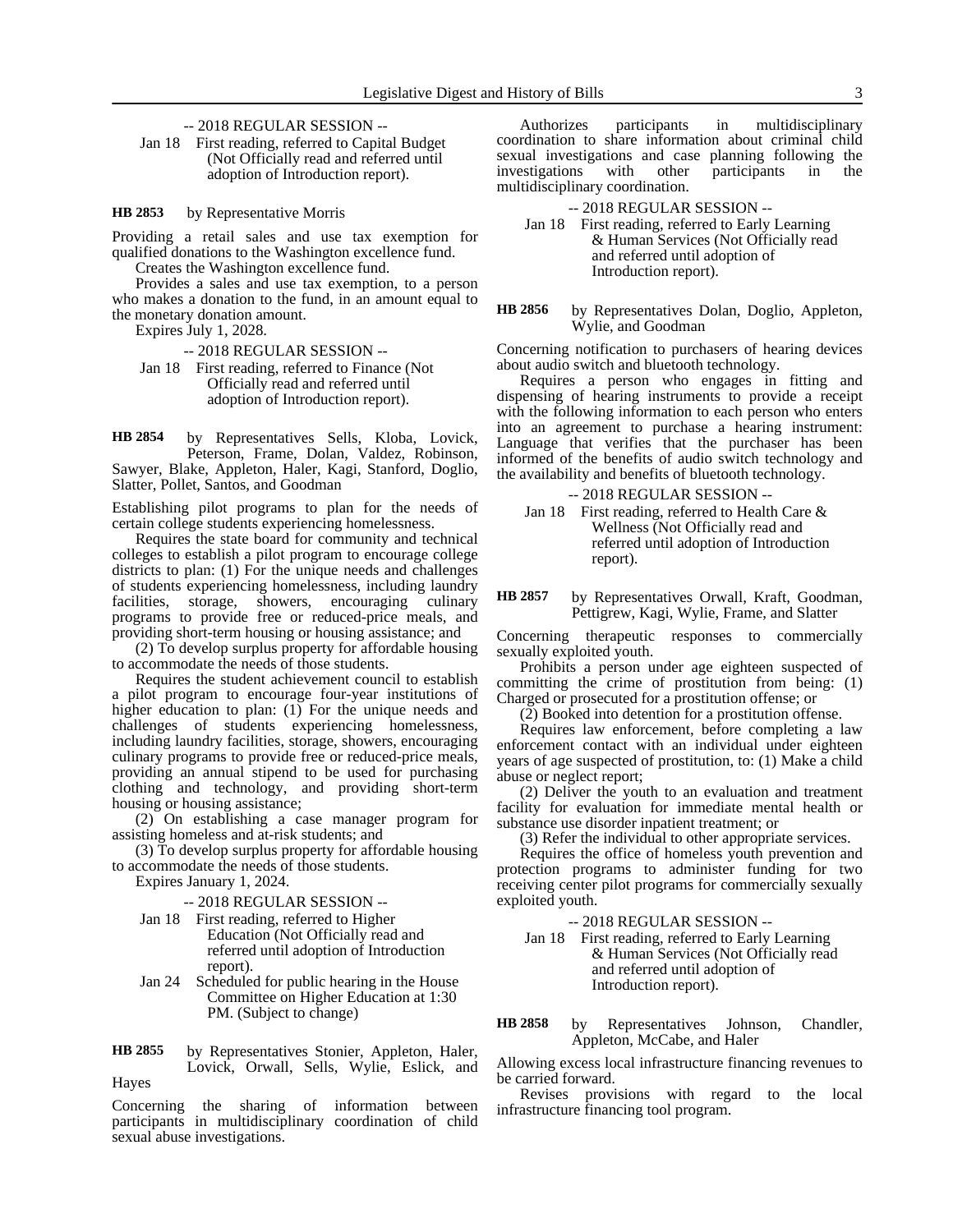-- 2018 REGULAR SESSION --

Jan 18 First reading, referred to Capital Budget (Not Officially read and referred until adoption of Introduction report).

**HB 2853** by Representative Morris

Providing a retail sales and use tax exemption for qualified donations to the Washington excellence fund.

Creates the Washington excellence fund.

Provides a sales and use tax exemption, to a person who makes a donation to the fund, in an amount equal to the monetary donation amount.

Expires July 1, 2028.

-- 2018 REGULAR SESSION --

Jan 18 First reading, referred to Finance (Not Officially read and referred until adoption of Introduction report).

**HB 2854** by Representatives Sells, Kloba, Lovick, Peterson, Frame, Dolan, Valdez, Robinson, Sawyer, Blake, Appleton, Haler, Kagi, Stanford, Doglio, Slatter, Pollet, Santos, and Goodman

Establishing pilot programs to plan for the needs of certain college students experiencing homelessness.

Requires the state board for community and technical colleges to establish a pilot program to encourage college districts to plan: (1) For the unique needs and challenges of students experiencing homelessness, including laundry facilities, storage, showers, encouraging culinary programs to provide free or reduced-price meals, and providing short-term housing or housing assistance; and

(2) To develop surplus property for affordable housing to accommodate the needs of those students.

Requires the student achievement council to establish a pilot program to encourage four-year institutions of higher education to plan: (1) For the unique needs and challenges of students experiencing homelessness, including laundry facilities, storage, showers, encouraging culinary programs to provide free or reduced-price meals, providing an annual stipend to be used for purchasing clothing and technology, and providing short-term housing or housing assistance;

(2) On establishing a case manager program for assisting homeless and at-risk students; and

(3) To develop surplus property for affordable housing to accommodate the needs of those students.

Expires January 1, 2024.

-- 2018 REGULAR SESSION --

Jan 18 First reading, referred to Higher Education (Not Officially read and referred until adoption of Introduction report).

Jan 24 Scheduled for public hearing in the House Committee on Higher Education at 1:30 PM. (Subject to change)

**HB 2855** by Representatives Stonier, Appleton, Haler, Lovick, Orwall, Sells, Wylie, Eslick, and Hayes

Concerning the sharing of information between participants in multidisciplinary coordination of child sexual abuse investigations.

Authorizes participants in multidisciplinary coordination to share information about criminal child sexual investigations and case planning following the investigations with other participants in the multidisciplinary coordination.

-- 2018 REGULAR SESSION --

Jan 18 First reading, referred to Early Learning & Human Services (Not Officially read and referred until adoption of Introduction report).

**HB 2856** by Representatives Dolan, Doglio, Appleton, Wylie, and Goodman

Concerning notification to purchasers of hearing devices about audio switch and bluetooth technology.

Requires a person who engages in fitting and dispensing of hearing instruments to provide a receipt with the following information to each person who enters into an agreement to purchase a hearing instrument: Language that verifies that the purchaser has been informed of the benefits of audio switch technology and the availability and benefits of bluetooth technology.

-- 2018 REGULAR SESSION --

Jan 18 First reading, referred to Health Care & Wellness (Not Officially read and referred until adoption of Introduction report).

**HB 2857** by Representatives Orwall, Kraft, Goodman, Pettigrew, Kagi, Wylie, Frame, and Slatter

Concerning therapeutic responses to commercially sexually exploited youth.

Prohibits a person under age eighteen suspected of committing the crime of prostitution from being: (1) Charged or prosecuted for a prostitution offense; or

(2) Booked into detention for a prostitution offense.

Requires law enforcement, before completing a law enforcement contact with an individual under eighteen years of age suspected of prostitution, to: (1) Make a child abuse or neglect report;

(2) Deliver the youth to an evaluation and treatment facility for evaluation for immediate mental health or substance use disorder inpatient treatment; or

(3) Refer the individual to other appropriate services.

Requires the office of homeless youth prevention and protection programs to administer funding for two receiving center pilot programs for commercially sexually exploited youth.

-- 2018 REGULAR SESSION --

Jan 18 First reading, referred to Early Learning & Human Services (Not Officially read and referred until adoption of Introduction report).

**HB 2858** by Representatives Johnson, Chandler, Appleton, McCabe, and Haler

Allowing excess local infrastructure financing revenues to be carried forward.

Revises provisions with regard to the local infrastructure financing tool program.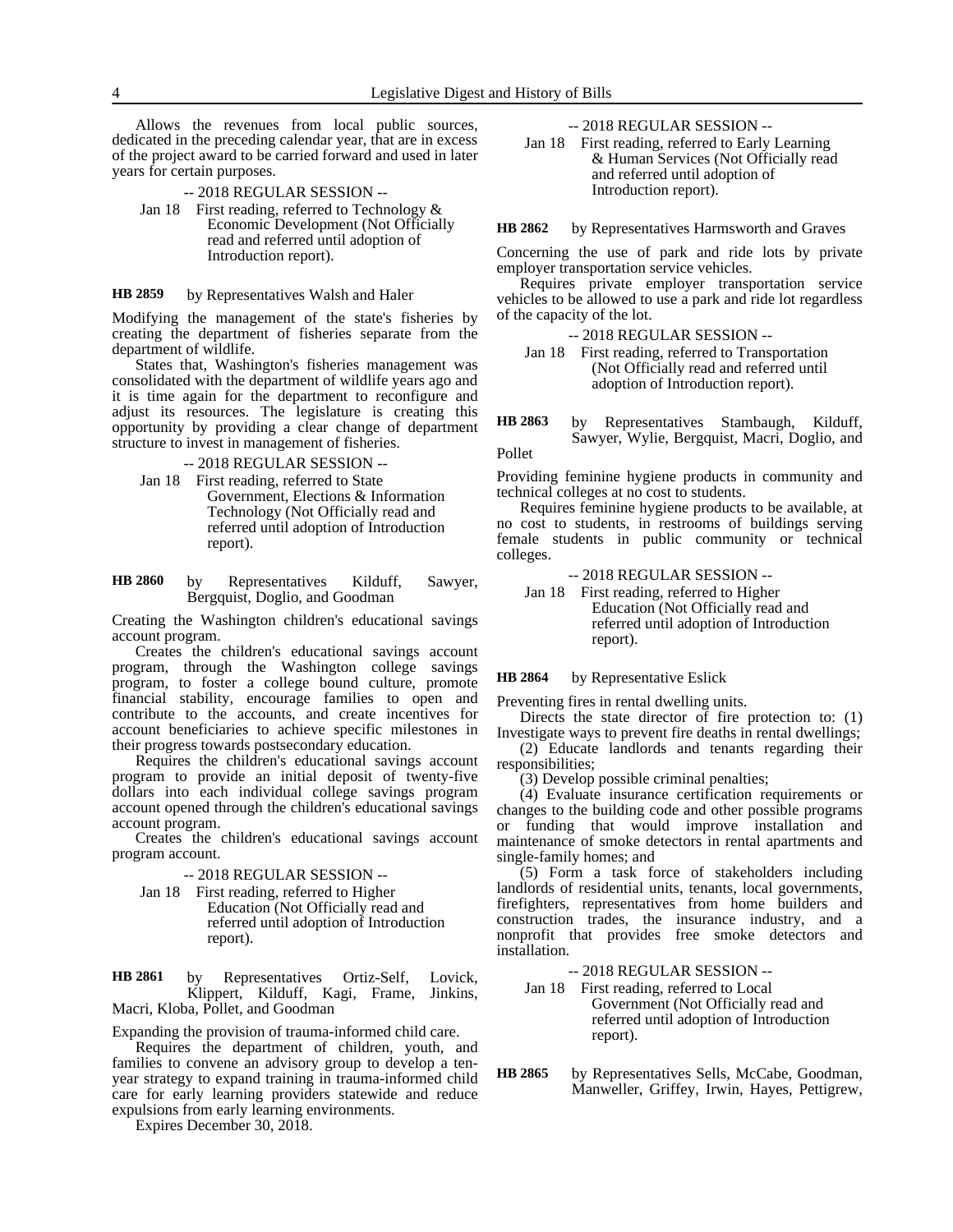Allows the revenues from local public sources, dedicated in the preceding calendar year, that are in excess of the project award to be carried forward and used in later years for certain purposes.

-- 2018 REGULAR SESSION --

Jan 18 First reading, referred to Technology & Economic Development (Not Officially read and referred until adoption of Introduction report).

**HB 2859** by Representatives Walsh and Haler

Modifying the management of the state's fisheries by creating the department of fisheries separate from the department of wildlife.

States that, Washington's fisheries management was consolidated with the department of wildlife years ago and it is time again for the department to reconfigure and adjust its resources. The legislature is creating this opportunity by providing a clear change of department structure to invest in management of fisheries.

-- 2018 REGULAR SESSION --

Jan 18 First reading, referred to State Government, Elections & Information Technology (Not Officially read and referred until adoption of Introduction report).

**HB 2860** by Representatives Kilduff, Sawyer, Bergquist, Doglio, and Goodman

Creating the Washington children's educational savings account program.

Creates the children's educational savings account program, through the Washington college savings program, to foster a college bound culture, promote financial stability, encourage families to open and contribute to the accounts, and create incentives for account beneficiaries to achieve specific milestones in their progress towards postsecondary education.

Requires the children's educational savings account program to provide an initial deposit of twenty-five dollars into each individual college savings program account opened through the children's educational savings account program.

Creates the children's educational savings account program account.

-- 2018 REGULAR SESSION --

Jan 18 First reading, referred to Higher Education (Not Officially read and referred until adoption of Introduction report).

**HB 2861** by Representatives Ortiz-Self, Lovick, Klippert, Kilduff, Kagi, Frame, Jinkins, Macri, Kloba, Pollet, and Goodman

Expanding the provision of trauma-informed child care.

Requires the department of children, youth, and families to convene an advisory group to develop a ten-year strategy to expand training in trauma-informed child care for early learning providers statewide and reduce expulsions from early learning environments.

Expires December 30, 2018.

-- 2018 REGULAR SESSION --

Jan 18 First reading, referred to Early Learning & Human Services (Not Officially read and referred until adoption of Introduction report).

**HB 2862** by Representatives Harmsworth and Graves

Concerning the use of park and ride lots by private employer transportation service vehicles.

Requires private employer transportation service vehicles to be allowed to use a park and ride lot regardless of the capacity of the lot.

-- 2018 REGULAR SESSION --

Jan 18 First reading, referred to Transportation (Not Officially read and referred until adoption of Introduction report).

**HB 2863** by Representatives Stambaugh, Kilduff, Sawyer, Wylie, Bergquist, Macri, Doglio, and Pollet

Providing feminine hygiene products in community and technical colleges at no cost to students.

Requires feminine hygiene products to be available, at no cost to students, in restrooms of buildings serving female students in public community or technical colleges.

-- 2018 REGULAR SESSION --

Jan 18 First reading, referred to Higher Education (Not Officially read and referred until adoption of Introduction report).

**HB 2864** by Representative Eslick

Preventing fires in rental dwelling units.

Directs the state director of fire protection to: (1) Investigate ways to prevent fire deaths in rental dwellings;

(2) Educate landlords and tenants regarding their responsibilities;

(3) Develop possible criminal penalties;

(4) Evaluate insurance certification requirements or changes to the building code and other possible programs or funding that would improve installation and maintenance of smoke detectors in rental apartments and single-family homes; and

(5) Form a task force of stakeholders including landlords of residential units, tenants, local governments, firefighters, representatives from home builders and construction trades, the insurance industry, and a nonprofit that provides free smoke detectors and installation.

-- 2018 REGULAR SESSION --

Jan 18 First reading, referred to Local Government (Not Officially read and referred until adoption of Introduction report).

**HB 2865** by Representatives Sells, McCabe, Goodman, Manweller, Griffey, Irwin, Hayes, Pettigrew,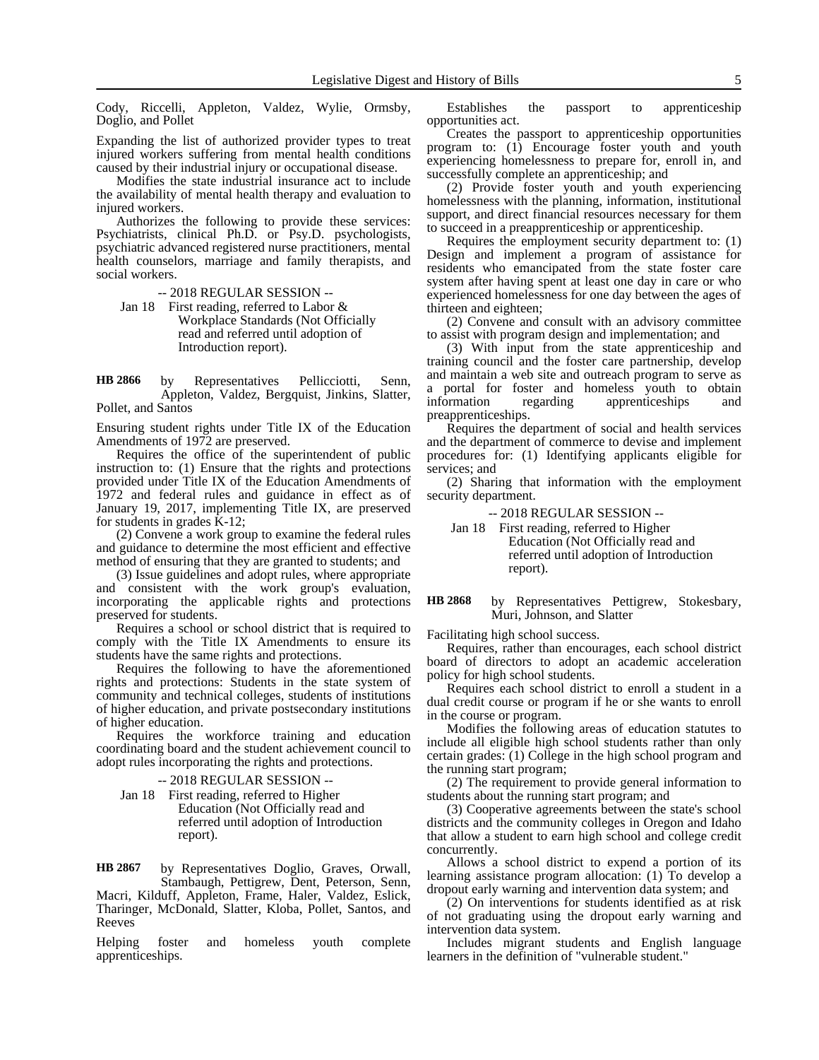Cody, Riccelli, Appleton, Valdez, Wylie, Ormsby, Doglio, and Pollet

Expanding the list of authorized provider types to treat injured workers suffering from mental health conditions caused by their industrial injury or occupational disease.

Modifies the state industrial insurance act to include the availability of mental health therapy and evaluation to injured workers.

Authorizes the following to provide these services: Psychiatrists, clinical Ph.D. or Psy.D. psychologists, psychiatric advanced registered nurse practitioners, mental health counselors, marriage and family therapists, and social workers.

-- 2018 REGULAR SESSION --

Jan 18 First reading, referred to Labor & Workplace Standards (Not Officially read and referred until adoption of Introduction report).

**HB 2866** by Representatives Pellicciotti, Senn, Appleton, Valdez, Bergquist, Jinkins, Slatter, Pollet, and Santos

Ensuring student rights under Title IX of the Education Amendments of 1972 are preserved.

Requires the office of the superintendent of public instruction to: (1) Ensure that the rights and protections provided under Title IX of the Education Amendments of 1972 and federal rules and guidance in effect as of January 19, 2017, implementing Title IX, are preserved for students in grades K-12;

(2) Convene a work group to examine the federal rules and guidance to determine the most efficient and effective method of ensuring that they are granted to students; and

(3) Issue guidelines and adopt rules, where appropriate and consistent with the work group's evaluation, incorporating the applicable rights and protections preserved for students.

Requires a school or school district that is required to comply with the Title IX Amendments to ensure its students have the same rights and protections.

Requires the following to have the aforementioned rights and protections: Students in the state system of community and technical colleges, students of institutions of higher education, and private postsecondary institutions of higher education.

Requires the workforce training and education coordinating board and the student achievement council to adopt rules incorporating the rights and protections.

-- 2018 REGULAR SESSION --

Jan 18 First reading, referred to Higher Education (Not Officially read and referred until adoption of Introduction report).

**HB 2867** by Representatives Doglio, Graves, Orwall, Stambaugh, Pettigrew, Dent, Peterson, Senn, Macri, Kilduff, Appleton, Frame, Haler, Valdez, Eslick, Tharinger, McDonald, Slatter, Kloba, Pollet, Santos, and Reeves

Helping foster and homeless youth complete apprenticeships.

Establishes the passport to apprenticeship opportunities act.

Creates the passport to apprenticeship opportunities program to: (1) Encourage foster youth and youth experiencing homelessness to prepare for, enroll in, and successfully complete an apprenticeship; and

(2) Provide foster youth and youth experiencing homelessness with the planning, information, institutional support, and direct financial resources necessary for them to succeed in a preapprenticeship or apprenticeship.

Requires the employment security department to: (1) Design and implement a program of assistance for residents who emancipated from the state foster care system after having spent at least one day in care or who experienced homelessness for one day between the ages of thirteen and eighteen;

(2) Convene and consult with an advisory committee to assist with program design and implementation; and

(3) With input from the state apprenticeship and training council and the foster care partnership, develop and maintain a web site and outreach program to serve as a portal for foster and homeless youth to obtain information regarding apprenticeships and preapprenticeships.

Requires the department of social and health services and the department of commerce to devise and implement procedures for: (1) Identifying applicants eligible for services; and

(2) Sharing that information with the employment security department.

-- 2018 REGULAR SESSION --

Jan 18 First reading, referred to Higher Education (Not Officially read and referred until adoption of Introduction report).

**HB 2868** by Representatives Pettigrew, Stokesbary, Muri, Johnson, and Slatter

Facilitating high school success.

Requires, rather than encourages, each school district board of directors to adopt an academic acceleration policy for high school students.

Requires each school district to enroll a student in a dual credit course or program if he or she wants to enroll in the course or program.

Modifies the following areas of education statutes to include all eligible high school students rather than only certain grades: (1) College in the high school program and the running start program;

(2) The requirement to provide general information to students about the running start program; and

(3) Cooperative agreements between the state's school districts and the community colleges in Oregon and Idaho that allow a student to earn high school and college credit concurrently.

Allows a school district to expend a portion of its learning assistance program allocation: (1) To develop a dropout early warning and intervention data system; and

(2) On interventions for students identified as at risk of not graduating using the dropout early warning and intervention data system.

Includes migrant students and English language learners in the definition of "vulnerable student."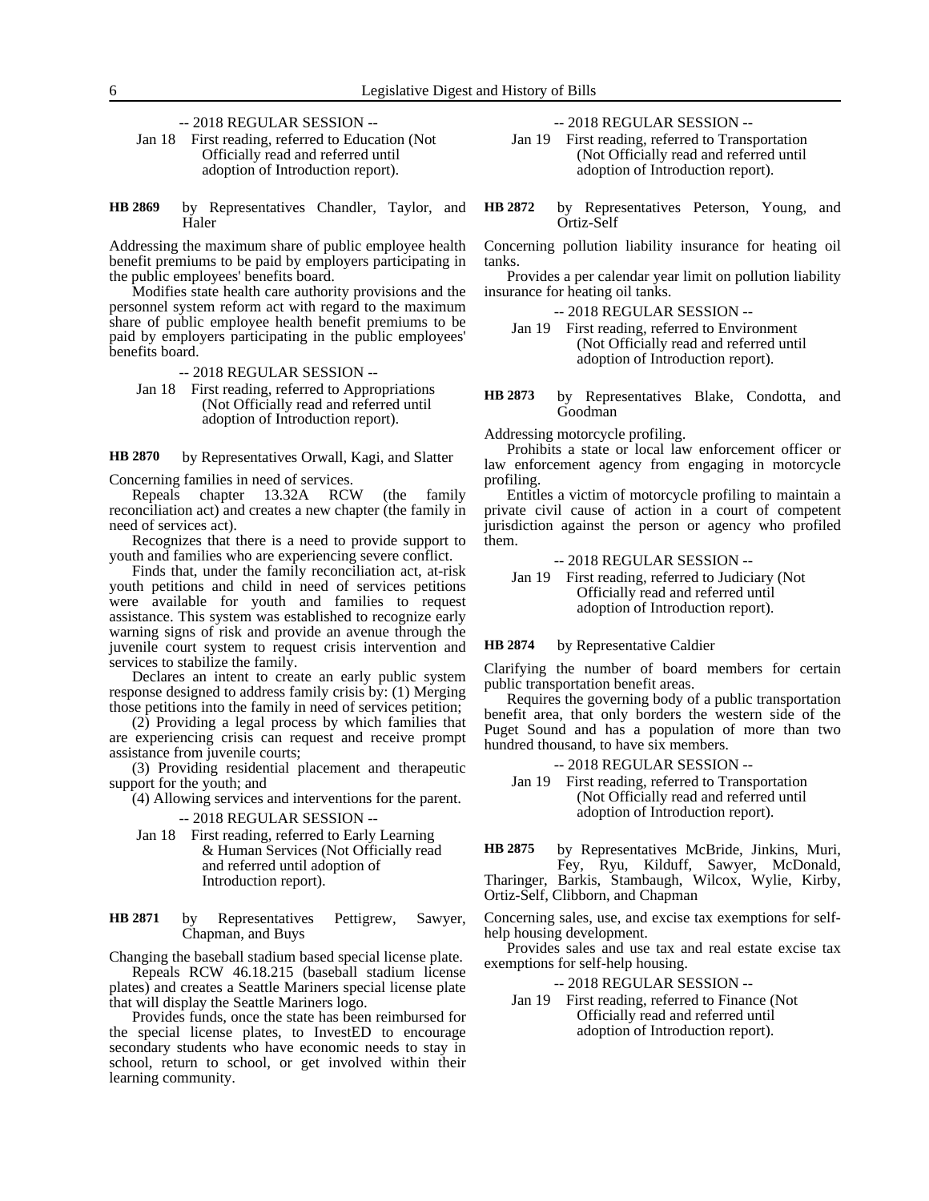-- 2018 REGULAR SESSION --

Jan 18 First reading, referred to Education (Not Officially read and referred until adoption of Introduction report).

**HB 2869** by Representatives Chandler, Taylor, and Haler

Addressing the maximum share of public employee health benefit premiums to be paid by employers participating in the public employees' benefits board.

Modifies state health care authority provisions and the personnel system reform act with regard to the maximum share of public employee health benefit premiums to be paid by employers participating in the public employees' benefits board.

-- 2018 REGULAR SESSION --

Jan 18 First reading, referred to Appropriations (Not Officially read and referred until adoption of Introduction report).

**HB 2870** by Representatives Orwall, Kagi, and Slatter

Concerning families in need of services.

Repeals chapter 13.32A RCW (the family reconciliation act) and creates a new chapter (the family in need of services act).

Recognizes that there is a need to provide support to youth and families who are experiencing severe conflict.

Finds that, under the family reconciliation act, at-risk youth petitions and child in need of services petitions were available for youth and families to request assistance. This system was established to recognize early warning signs of risk and provide an avenue through the juvenile court system to request crisis intervention and services to stabilize the family.

Declares an intent to create an early public system response designed to address family crisis by: (1) Merging those petitions into the family in need of services petition;

(2) Providing a legal process by which families that are experiencing crisis can request and receive prompt assistance from juvenile courts;

(3) Providing residential placement and therapeutic support for the youth; and

(4) Allowing services and interventions for the parent.

-- 2018 REGULAR SESSION --

Jan 18 First reading, referred to Early Learning & Human Services (Not Officially read and referred until adoption of Introduction report).

**HB 2871** by Representatives Pettigrew, Sawyer, Chapman, and Buys

Changing the baseball stadium based special license plate.

Repeals RCW 46.18.215 (baseball stadium license plates) and creates a Seattle Mariners special license plate that will display the Seattle Mariners logo.

Provides funds, once the state has been reimbursed for the special license plates, to InvestED to encourage secondary students who have economic needs to stay in school, return to school, or get involved within their learning community.

-- 2018 REGULAR SESSION --

Jan 19 First reading, referred to Transportation (Not Officially read and referred until adoption of Introduction report).

**HB 2872** by Representatives Peterson, Young, and Ortiz-Self

Concerning pollution liability insurance for heating oil tanks.

Provides a per calendar year limit on pollution liability insurance for heating oil tanks.

-- 2018 REGULAR SESSION --

Jan 19 First reading, referred to Environment (Not Officially read and referred until adoption of Introduction report).

**HB 2873** by Representatives Blake, Condotta, and Goodman

Addressing motorcycle profiling.

Prohibits a state or local law enforcement officer or law enforcement agency from engaging in motorcycle profiling.

Entitles a victim of motorcycle profiling to maintain a private civil cause of action in a court of competent jurisdiction against the person or agency who profiled them.

-- 2018 REGULAR SESSION --

Jan 19 First reading, referred to Judiciary (Not Officially read and referred until adoption of Introduction report).

**HB 2874** by Representative Caldier

Clarifying the number of board members for certain public transportation benefit areas.

Requires the governing body of a public transportation benefit area, that only borders the western side of the Puget Sound and has a population of more than two hundred thousand, to have six members.

-- 2018 REGULAR SESSION --

Jan 19 First reading, referred to Transportation (Not Officially read and referred until adoption of Introduction report).

**HB 2875** by Representatives McBride, Jinkins, Muri, Fey, Ryu, Kilduff, Sawyer, McDonald, Tharinger, Barkis, Stambaugh, Wilcox, Wylie, Kirby, Ortiz-Self, Clibborn, and Chapman

Concerning sales, use, and excise tax exemptions for self-help housing development.

Provides sales and use tax and real estate excise tax exemptions for self-help housing.

-- 2018 REGULAR SESSION --

Jan 19 First reading, referred to Finance (Not Officially read and referred until adoption of Introduction report).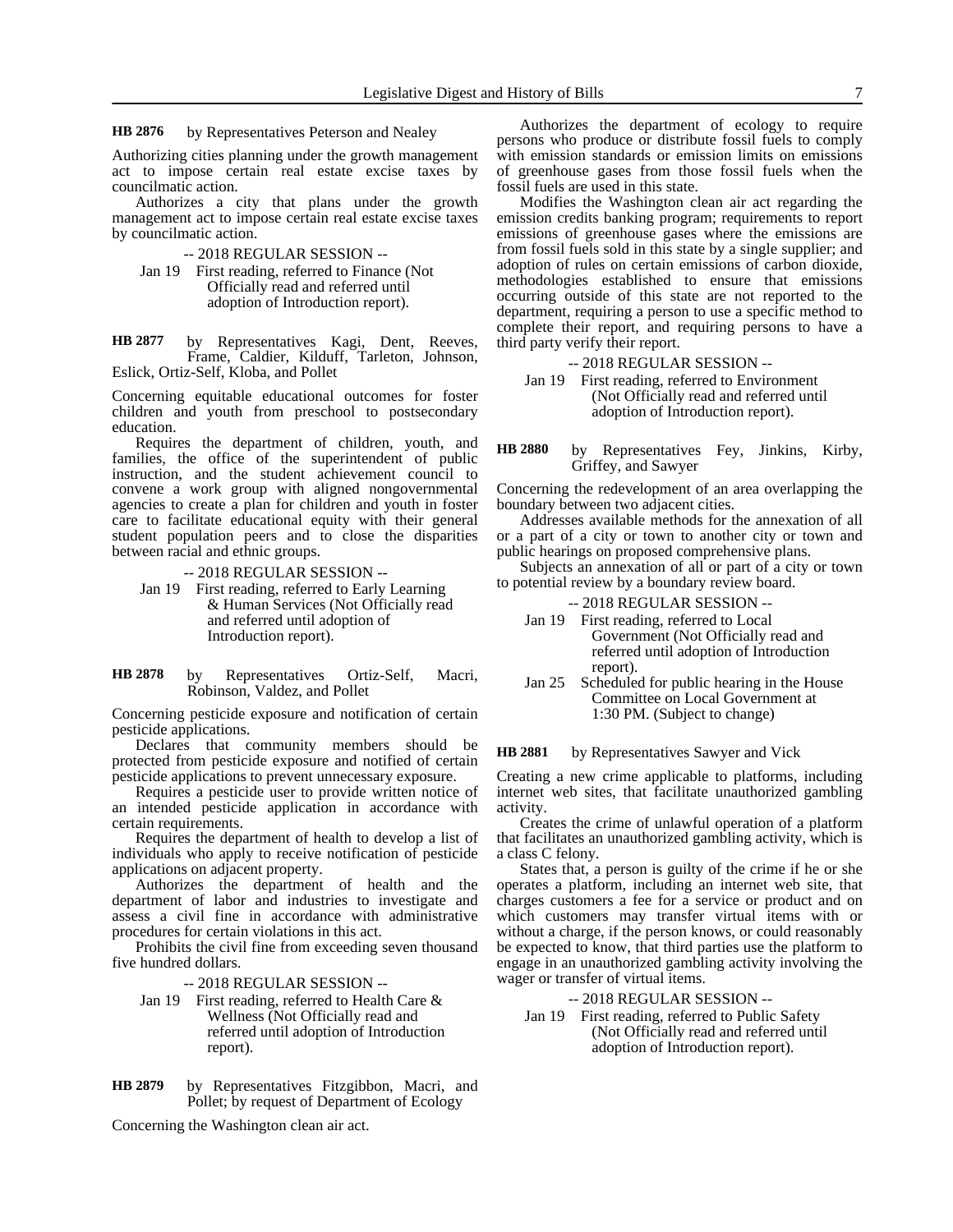**HB 2876** by Representatives Peterson and Nealey

Authorizing cities planning under the growth management act to impose certain real estate excise taxes by councilmatic action.

Authorizes a city that plans under the growth management act to impose certain real estate excise taxes by councilmatic action.

-- 2018 REGULAR SESSION --

Jan 19 First reading, referred to Finance (Not Officially read and referred until adoption of Introduction report).

**HB 2877** by Representatives Kagi, Dent, Reeves, Frame, Caldier, Kilduff, Tarleton, Johnson, Eslick, Ortiz-Self, Kloba, and Pollet

Concerning equitable educational outcomes for foster children and youth from preschool to postsecondary education.

Requires the department of children, youth, and families, the office of the superintendent of public instruction, and the student achievement council to convene a work group with aligned nongovernmental agencies to create a plan for children and youth in foster care to facilitate educational equity with their general student population peers and to close the disparities between racial and ethnic groups.

-- 2018 REGULAR SESSION --

Jan 19 First reading, referred to Early Learning & Human Services (Not Officially read and referred until adoption of Introduction report).

**HB 2878** by Representatives Ortiz-Self, Macri, Robinson, Valdez, and Pollet

Concerning pesticide exposure and notification of certain pesticide applications.

Declares that community members should be protected from pesticide exposure and notified of certain pesticide applications to prevent unnecessary exposure.

Requires a pesticide user to provide written notice of an intended pesticide application in accordance with certain requirements.

Requires the department of health to develop a list of individuals who apply to receive notification of pesticide applications on adjacent property.

Authorizes the department of health and the department of labor and industries to investigate and assess a civil fine in accordance with administrative procedures for certain violations in this act.

Prohibits the civil fine from exceeding seven thousand five hundred dollars.

-- 2018 REGULAR SESSION --

Jan 19 First reading, referred to Health Care & Wellness (Not Officially read and referred until adoption of Introduction report).

**HB 2879** by Representatives Fitzgibbon, Macri, and Pollet; by request of Department of Ecology

Concerning the Washington clean air act.

Authorizes the department of ecology to require persons who produce or distribute fossil fuels to comply with emission standards or emission limits on emissions of greenhouse gases from those fossil fuels when the fossil fuels are used in this state.

Modifies the Washington clean air act regarding the emission credits banking program; requirements to report emissions of greenhouse gases where the emissions are from fossil fuels sold in this state by a single supplier; and adoption of rules on certain emissions of carbon dioxide, methodologies established to ensure that emissions occurring outside of this state are not reported to the department, requiring a person to use a specific method to complete their report, and requiring persons to have a third party verify their report.

-- 2018 REGULAR SESSION --

Jan 19 First reading, referred to Environment (Not Officially read and referred until adoption of Introduction report).

**HB 2880** by Representatives Fey, Jinkins, Kirby, Griffey, and Sawyer

Concerning the redevelopment of an area overlapping the boundary between two adjacent cities.

Addresses available methods for the annexation of all or a part of a city or town to another city or town and public hearings on proposed comprehensive plans.

Subjects an annexation of all or part of a city or town to potential review by a boundary review board.

-- 2018 REGULAR SESSION --

Jan 19 First reading, referred to Local Government (Not Officially read and referred until adoption of Introduction report).

Jan 25 Scheduled for public hearing in the House Committee on Local Government at 1:30 PM. (Subject to change)

**HB 2881** by Representatives Sawyer and Vick

Creating a new crime applicable to platforms, including internet web sites, that facilitate unauthorized gambling activity.

Creates the crime of unlawful operation of a platform that facilitates an unauthorized gambling activity, which is a class C felony.

States that, a person is guilty of the crime if he or she operates a platform, including an internet web site, that charges customers a fee for a service or product and on which customers may transfer virtual items with or without a charge, if the person knows, or could reasonably be expected to know, that third parties use the platform to engage in an unauthorized gambling activity involving the wager or transfer of virtual items.

-- 2018 REGULAR SESSION --

Jan 19 First reading, referred to Public Safety (Not Officially read and referred until adoption of Introduction report).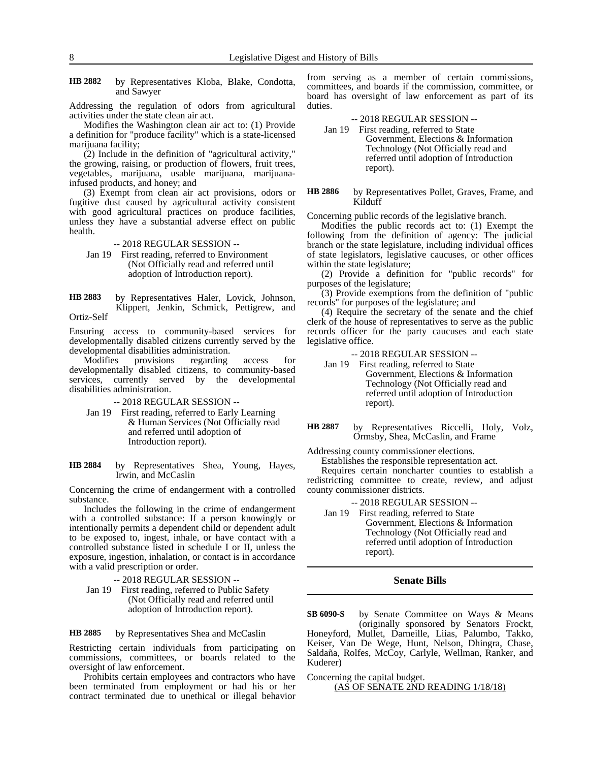**HB 2882** by Representatives Kloba, Blake, Condotta, and Sawyer

Addressing the regulation of odors from agricultural activities under the state clean air act.

Modifies the Washington clean air act to: (1) Provide a definition for "produce facility" which is a state-licensed marijuana facility;

(2) Include in the definition of "agricultural activity," the growing, raising, or production of flowers, fruit trees, vegetables, marijuana, usable marijuana, marijuana-infused products, and honey; and

(3) Exempt from clean air act provisions, odors or fugitive dust caused by agricultural activity consistent with good agricultural practices on produce facilities, unless they have a substantial adverse effect on public health.

-- 2018 REGULAR SESSION --

Jan 19 First reading, referred to Environment (Not Officially read and referred until adoption of Introduction report).

**HB 2883** by Representatives Haler, Lovick, Johnson, Klippert, Jenkin, Schmick, Pettigrew, and Ortiz-Self

Ensuring access to community-based services for developmentally disabled citizens currently served by the developmental disabilities administration.

Modifies provisions regarding access for developmentally disabled citizens, to community-based services, currently served by the developmental disabilities administration.

-- 2018 REGULAR SESSION --

Jan 19 First reading, referred to Early Learning & Human Services (Not Officially read and referred until adoption of Introduction report).

**HB 2884** by Representatives Shea, Young, Hayes, Irwin, and McCaslin

Concerning the crime of endangerment with a controlled substance.

Includes the following in the crime of endangerment with a controlled substance: If a person knowingly or intentionally permits a dependent child or dependent adult to be exposed to, ingest, inhale, or have contact with a controlled substance listed in schedule I or II, unless the exposure, ingestion, inhalation, or contact is in accordance with a valid prescription or order.

-- 2018 REGULAR SESSION --

Jan 19 First reading, referred to Public Safety (Not Officially read and referred until adoption of Introduction report).

**HB 2885** by Representatives Shea and McCaslin

Restricting certain individuals from participating on commissions, committees, or boards related to the oversight of law enforcement.

Prohibits certain employees and contractors who have been terminated from employment or had his or her contract terminated due to unethical or illegal behavior from serving as a member of certain commissions, committees, and boards if the commission, committee, or board has oversight of law enforcement as part of its duties.

-- 2018 REGULAR SESSION --

Jan 19 First reading, referred to State Government, Elections & Information Technology (Not Officially read and referred until adoption of Introduction report).

**HB 2886** by Representatives Pollet, Graves, Frame, and Kilduff

Concerning public records of the legislative branch.

Modifies the public records act to: (1) Exempt the following from the definition of agency: The judicial branch or the state legislature, including individual offices of state legislators, legislative caucuses, or other offices within the state legislature;

(2) Provide a definition for "public records" for purposes of the legislature;

(3) Provide exemptions from the definition of "public records" for purposes of the legislature; and

(4) Require the secretary of the senate and the chief clerk of the house of representatives to serve as the public records officer for the party caucuses and each state legislative office.

-- 2018 REGULAR SESSION --

Jan 19 First reading, referred to State Government, Elections & Information Technology (Not Officially read and referred until adoption of Introduction report).

**HB 2887** by Representatives Riccelli, Holy, Volz, Ormsby, Shea, McCaslin, and Frame

Addressing county commissioner elections.

Establishes the responsible representation act.

Requires certain noncharter counties to establish a redistricting committee to create, review, and adjust county commissioner districts.

-- 2018 REGULAR SESSION --

Jan 19 First reading, referred to State Government, Elections & Information Technology (Not Officially read and referred until adoption of Introduction report).

## Senate Bills

**SB 6090-S** by Senate Committee on Ways & Means (originally sponsored by Senators Frockt, Honeyford, Mullet, Darneille, Liias, Palumbo, Takko, Keiser, Van De Wege, Hunt, Nelson, Dhingra, Chase, Saldaña, Rolfes, McCoy, Carlyle, Wellman, Ranker, and Kuderer)

Concerning the capital budget.

(AS OF SENATE 2ND READING 1/18/18)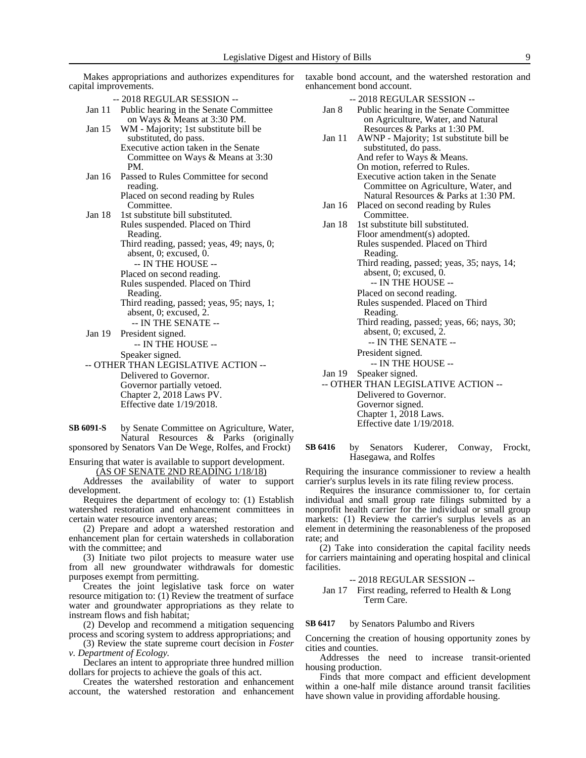Makes appropriations and authorizes expenditures for capital improvements.

-- 2018 REGULAR SESSION --

Jan 11 Public hearing in the Senate Committee on Ways & Means at 3:30 PM.

Jan 15 WM - Majority; 1st substitute bill be substituted, do pass.
Executive action taken in the Senate Committee on Ways & Means at 3:30 PM.

Jan 16 Passed to Rules Committee for second reading.
Placed on second reading by Rules Committee.

Jan 18 1st substitute bill substituted.
Rules suspended. Placed on Third Reading.
Third reading, passed; yeas, 49; nays, 0; absent, 0; excused, 0.

-- IN THE HOUSE --

Placed on second reading.
Rules suspended. Placed on Third Reading.
Third reading, passed; yeas, 95; nays, 1; absent, 0; excused, 2.

-- IN THE SENATE --

Jan 19 President signed.

-- IN THE HOUSE --

Speaker signed.

-- OTHER THAN LEGISLATIVE ACTION --

Delivered to Governor.
Governor partially vetoed.
Chapter 2, 2018 Laws PV.
Effective date 1/19/2018.

**SB 6091-S** by Senate Committee on Agriculture, Water, Natural Resources & Parks (originally sponsored by Senators Van De Wege, Rolfes, and Frockt)

Ensuring that water is available to support development.

(AS OF SENATE 2ND READING 1/18/18)

Addresses the availability of water to support development.

Requires the department of ecology to: (1) Establish watershed restoration and enhancement committees in certain water resource inventory areas;

(2) Prepare and adopt a watershed restoration and enhancement plan for certain watersheds in collaboration with the committee; and

(3) Initiate two pilot projects to measure water use from all new groundwater withdrawals for domestic purposes exempt from permitting.

Creates the joint legislative task force on water resource mitigation to: (1) Review the treatment of surface water and groundwater appropriations as they relate to instream flows and fish habitat;

(2) Develop and recommend a mitigation sequencing process and scoring system to address appropriations; and

(3) Review the state supreme court decision in *Foster v. Department of Ecology*.

Declares an intent to appropriate three hundred million dollars for projects to achieve the goals of this act.

Creates the watershed restoration and enhancement account, the watershed restoration and enhancement taxable bond account, and the watershed restoration and enhancement bond account.

-- 2018 REGULAR SESSION --

Jan 8 Public hearing in the Senate Committee on Agriculture, Water, and Natural Resources & Parks at 1:30 PM.

Jan 11 AWNP - Majority; 1st substitute bill be substituted, do pass.
And refer to Ways & Means.
On motion, referred to Rules.
Executive action taken in the Senate Committee on Agriculture, Water, and Natural Resources & Parks at 1:30 PM.

Jan 16 Placed on second reading by Rules Committee.

Jan 18 1st substitute bill substituted.
Floor amendment(s) adopted.
Rules suspended. Placed on Third Reading.
Third reading, passed; yeas, 35; nays, 14; absent, 0; excused, 0.

-- IN THE HOUSE --

Placed on second reading.
Rules suspended. Placed on Third Reading.
Third reading, passed; yeas, 66; nays, 30; absent, 0; excused, 2.

-- IN THE SENATE --

President signed.

-- IN THE HOUSE --

Jan 19 Speaker signed.

-- OTHER THAN LEGISLATIVE ACTION --

Delivered to Governor.
Governor signed.
Chapter 1, 2018 Laws.
Effective date 1/19/2018.

**SB 6416** by Senators Kuderer, Conway, Frockt, Hasegawa, and Rolfes

Requiring the insurance commissioner to review a health carrier's surplus levels in its rate filing review process.

Requires the insurance commissioner to, for certain individual and small group rate filings submitted by a nonprofit health carrier for the individual or small group markets: (1) Review the carrier's surplus levels as an element in determining the reasonableness of the proposed rate; and

(2) Take into consideration the capital facility needs for carriers maintaining and operating hospital and clinical facilities.

-- 2018 REGULAR SESSION --

Jan 17 First reading, referred to Health & Long Term Care.

**SB 6417** by Senators Palumbo and Rivers

Concerning the creation of housing opportunity zones by cities and counties.

Addresses the need to increase transit-oriented housing production.

Finds that more compact and efficient development within a one-half mile distance around transit facilities have shown value in providing affordable housing.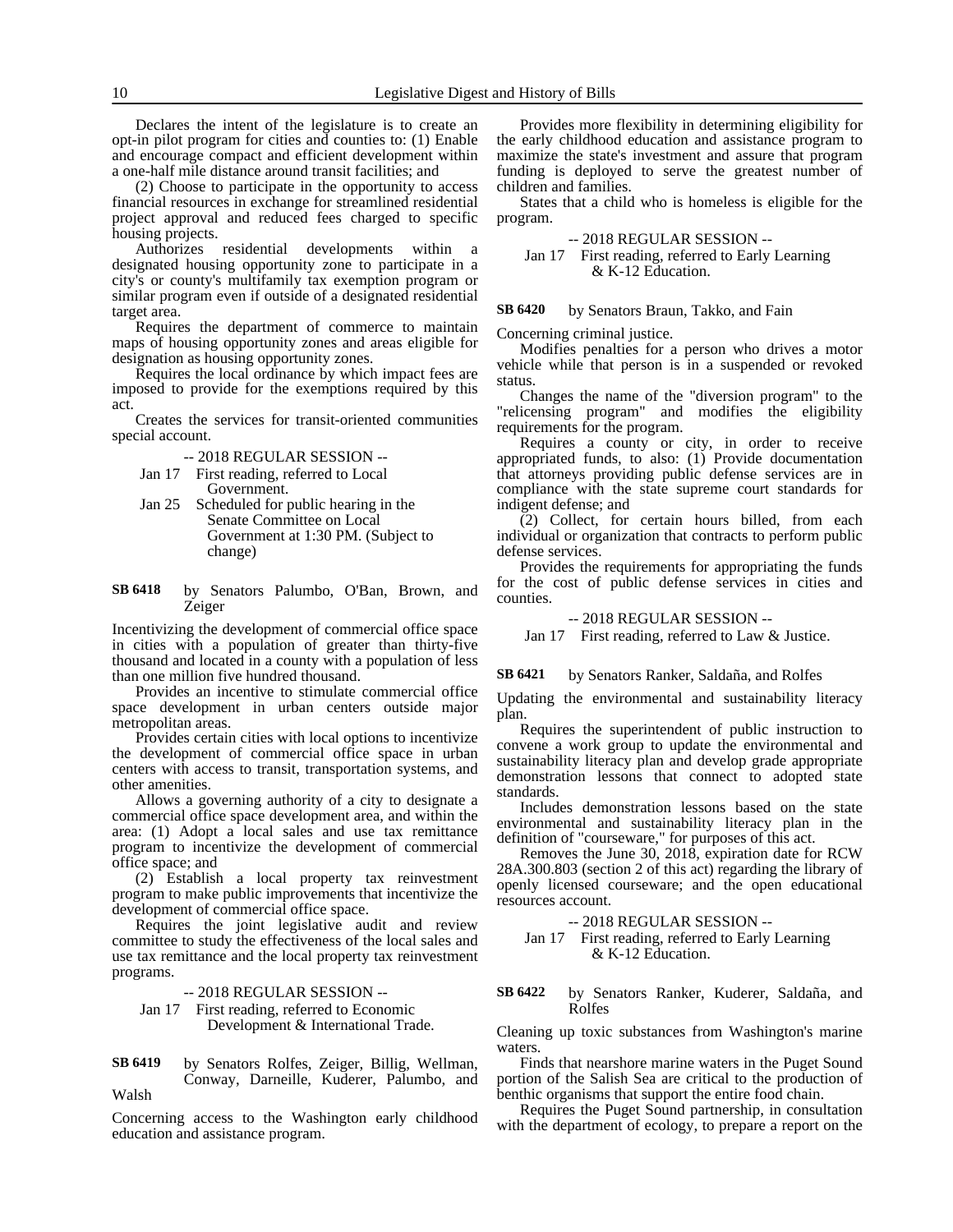Declares the intent of the legislature is to create an opt-in pilot program for cities and counties to: (1) Enable and encourage compact and efficient development within a one-half mile distance around transit facilities; and

(2) Choose to participate in the opportunity to access financial resources in exchange for streamlined residential project approval and reduced fees charged to specific housing projects.

Authorizes residential developments within a designated housing opportunity zone to participate in a city's or county's multifamily tax exemption program or similar program even if outside of a designated residential target area.

Requires the department of commerce to maintain maps of housing opportunity zones and areas eligible for designation as housing opportunity zones.

Requires the local ordinance by which impact fees are imposed to provide for the exemptions required by this act.

Creates the services for transit-oriented communities special account.

-- 2018 REGULAR SESSION --

Jan 17 First reading, referred to Local Government.

Jan 25 Scheduled for public hearing in the Senate Committee on Local Government at 1:30 PM. (Subject to change)

**SB 6418** by Senators Palumbo, O'Ban, Brown, and Zeiger

Incentivizing the development of commercial office space in cities with a population of greater than thirty-five thousand and located in a county with a population of less than one million five hundred thousand.

Provides an incentive to stimulate commercial office space development in urban centers outside major metropolitan areas.

Provides certain cities with local options to incentivize the development of commercial office space in urban centers with access to transit, transportation systems, and other amenities.

Allows a governing authority of a city to designate a commercial office space development area, and within the area: (1) Adopt a local sales and use tax remittance program to incentivize the development of commercial office space; and

(2) Establish a local property tax reinvestment program to make public improvements that incentivize the development of commercial office space.

Requires the joint legislative audit and review committee to study the effectiveness of the local sales and use tax remittance and the local property tax reinvestment programs.

-- 2018 REGULAR SESSION --

Jan 17 First reading, referred to Economic Development & International Trade.

**SB 6419** by Senators Rolfes, Zeiger, Billig, Wellman, Conway, Darneille, Kuderer, Palumbo, and Walsh

Concerning access to the Washington early childhood education and assistance program.

Provides more flexibility in determining eligibility for the early childhood education and assistance program to maximize the state's investment and assure that program funding is deployed to serve the greatest number of children and families.

States that a child who is homeless is eligible for the program.

-- 2018 REGULAR SESSION --

Jan 17 First reading, referred to Early Learning & K-12 Education.

**SB 6420** by Senators Braun, Takko, and Fain

Concerning criminal justice.

Modifies penalties for a person who drives a motor vehicle while that person is in a suspended or revoked status.

Changes the name of the "diversion program" to the "relicensing program" and modifies the eligibility requirements for the program.

Requires a county or city, in order to receive appropriated funds, to also: (1) Provide documentation that attorneys providing public defense services are in compliance with the state supreme court standards for indigent defense; and

(2) Collect, for certain hours billed, from each individual or organization that contracts to perform public defense services.

Provides the requirements for appropriating the funds for the cost of public defense services in cities and counties.

-- 2018 REGULAR SESSION --

Jan 17 First reading, referred to Law & Justice.

**SB 6421** by Senators Ranker, Saldaña, and Rolfes

Updating the environmental and sustainability literacy plan.

Requires the superintendent of public instruction to convene a work group to update the environmental and sustainability literacy plan and develop grade appropriate demonstration lessons that connect to adopted state standards.

Includes demonstration lessons based on the state environmental and sustainability literacy plan in the definition of "courseware," for purposes of this act.

Removes the June 30, 2018, expiration date for RCW 28A.300.803 (section 2 of this act) regarding the library of openly licensed courseware; and the open educational resources account.

-- 2018 REGULAR SESSION --

Jan 17 First reading, referred to Early Learning & K-12 Education.

**SB 6422** by Senators Ranker, Kuderer, Saldaña, and Rolfes

Cleaning up toxic substances from Washington's marine waters.

Finds that nearshore marine waters in the Puget Sound portion of the Salish Sea are critical to the production of benthic organisms that support the entire food chain.

Requires the Puget Sound partnership, in consultation with the department of ecology, to prepare a report on the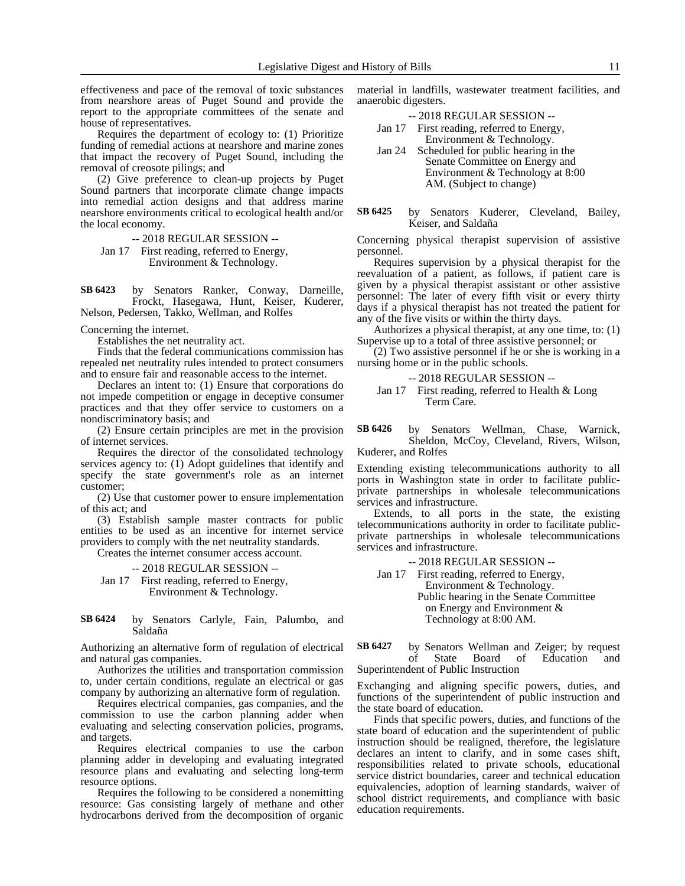effectiveness and pace of the removal of toxic substances from nearshore areas of Puget Sound and provide the report to the appropriate committees of the senate and house of representatives.

Requires the department of ecology to: (1) Prioritize funding of remedial actions at nearshore and marine zones that impact the recovery of Puget Sound, including the removal of creosote pilings; and

(2) Give preference to clean-up projects by Puget Sound partners that incorporate climate change impacts into remedial action designs and that address marine nearshore environments critical to ecological health and/or the local economy.

-- 2018 REGULAR SESSION --

Jan 17 First reading, referred to Energy, Environment & Technology.

**SB 6423** by Senators Ranker, Conway, Darneille, Frockt, Hasegawa, Hunt, Keiser, Kuderer, Nelson, Pedersen, Takko, Wellman, and Rolfes

Concerning the internet.

Establishes the net neutrality act.

Finds that the federal communications commission has repealed net neutrality rules intended to protect consumers and to ensure fair and reasonable access to the internet.

Declares an intent to: (1) Ensure that corporations do not impede competition or engage in deceptive consumer practices and that they offer service to customers on a nondiscriminatory basis; and

(2) Ensure certain principles are met in the provision of internet services.

Requires the director of the consolidated technology services agency to: (1) Adopt guidelines that identify and specify the state government's role as an internet customer;

(2) Use that customer power to ensure implementation of this act; and

(3) Establish sample master contracts for public entities to be used as an incentive for internet service providers to comply with the net neutrality standards.

Creates the internet consumer access account.

-- 2018 REGULAR SESSION --

Jan 17 First reading, referred to Energy, Environment & Technology.

**SB 6424** by Senators Carlyle, Fain, Palumbo, and Saldaña

Authorizing an alternative form of regulation of electrical and natural gas companies.

Authorizes the utilities and transportation commission to, under certain conditions, regulate an electrical or gas company by authorizing an alternative form of regulation.

Requires electrical companies, gas companies, and the commission to use the carbon planning adder when evaluating and selecting conservation policies, programs, and targets.

Requires electrical companies to use the carbon planning adder in developing and evaluating integrated resource plans and evaluating and selecting long-term resource options.

Requires the following to be considered a nonemitting resource: Gas consisting largely of methane and other hydrocarbons derived from the decomposition of organic material in landfills, wastewater treatment facilities, and anaerobic digesters.

-- 2018 REGULAR SESSION --

Jan 17 First reading, referred to Energy, Environment & Technology.

Jan 24 Scheduled for public hearing in the Senate Committee on Energy and Environment & Technology at 8:00 AM. (Subject to change)

**SB 6425** by Senators Kuderer, Cleveland, Bailey, Keiser, and Saldaña

Concerning physical therapist supervision of assistive personnel.

Requires supervision by a physical therapist for the reevaluation of a patient, as follows, if patient care is given by a physical therapist assistant or other assistive personnel: The later of every fifth visit or every thirty days if a physical therapist has not treated the patient for any of the five visits or within the thirty days.

Authorizes a physical therapist, at any one time, to: (1) Supervise up to a total of three assistive personnel; or

(2) Two assistive personnel if he or she is working in a nursing home or in the public schools.

-- 2018 REGULAR SESSION --

Jan 17 First reading, referred to Health & Long Term Care.

**SB 6426** by Senators Wellman, Chase, Warnick, Sheldon, McCoy, Cleveland, Rivers, Wilson, Kuderer, and Rolfes

Extending existing telecommunications authority to all ports in Washington state in order to facilitate public-private partnerships in wholesale telecommunications services and infrastructure.

Extends, to all ports in the state, the existing telecommunications authority in order to facilitate public-private partnerships in wholesale telecommunications services and infrastructure.

-- 2018 REGULAR SESSION --

Jan 17 First reading, referred to Energy, Environment & Technology.
Public hearing in the Senate Committee on Energy and Environment & Technology at 8:00 AM.

**SB 6427** by Senators Wellman and Zeiger; by request of State Board of Education and Superintendent of Public Instruction

Exchanging and aligning specific powers, duties, and functions of the superintendent of public instruction and the state board of education.

Finds that specific powers, duties, and functions of the state board of education and the superintendent of public instruction should be realigned, therefore, the legislature declares an intent to clarify, and in some cases shift, responsibilities related to private schools, educational service district boundaries, career and technical education equivalencies, adoption of learning standards, waiver of school district requirements, and compliance with basic education requirements.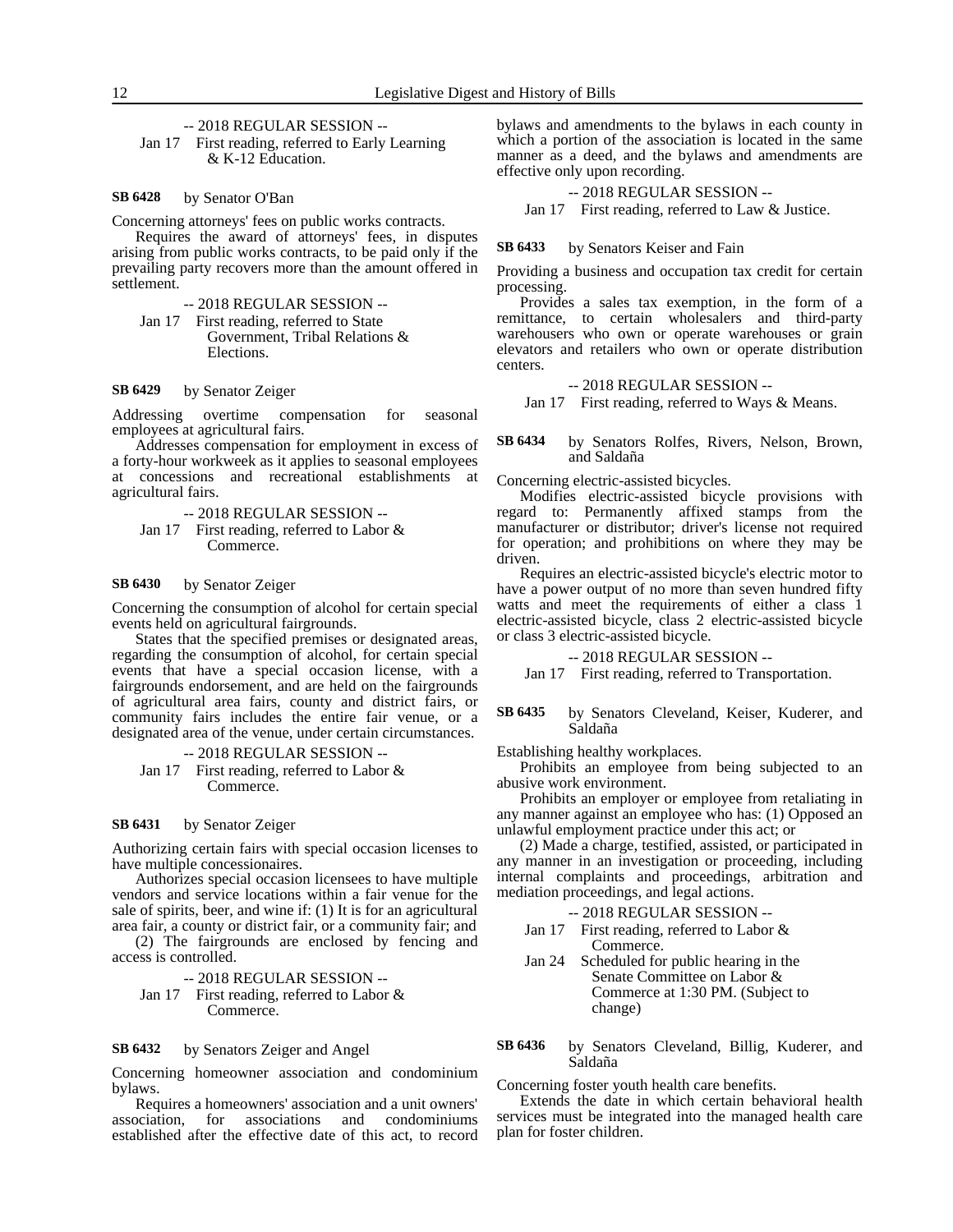-- 2018 REGULAR SESSION --

Jan 17 First reading, referred to Early Learning & K-12 Education.

**SB 6428** by Senator O'Ban

Concerning attorneys' fees on public works contracts.

Requires the award of attorneys' fees, in disputes arising from public works contracts, to be paid only if the prevailing party recovers more than the amount offered in settlement.

-- 2018 REGULAR SESSION --

Jan 17 First reading, referred to State Government, Tribal Relations & Elections.

**SB 6429** by Senator Zeiger

Addressing overtime compensation for seasonal employees at agricultural fairs.

Addresses compensation for employment in excess of a forty-hour workweek as it applies to seasonal employees at concessions and recreational establishments at agricultural fairs.

-- 2018 REGULAR SESSION --

Jan 17 First reading, referred to Labor & Commerce.

**SB 6430** by Senator Zeiger

Concerning the consumption of alcohol for certain special events held on agricultural fairgrounds.

States that the specified premises or designated areas, regarding the consumption of alcohol, for certain special events that have a special occasion license, with a fairgrounds endorsement, and are held on the fairgrounds of agricultural area fairs, county and district fairs, or community fairs includes the entire fair venue, or a designated area of the venue, under certain circumstances.

-- 2018 REGULAR SESSION --

Jan 17 First reading, referred to Labor & Commerce.

**SB 6431** by Senator Zeiger

Authorizing certain fairs with special occasion licenses to have multiple concessionaires.

Authorizes special occasion licensees to have multiple vendors and service locations within a fair venue for the sale of spirits, beer, and wine if: (1) It is for an agricultural area fair, a county or district fair, or a community fair; and

(2) The fairgrounds are enclosed by fencing and access is controlled.

-- 2018 REGULAR SESSION --

Jan 17 First reading, referred to Labor & Commerce.

**SB 6432** by Senators Zeiger and Angel

Concerning homeowner association and condominium bylaws.

Requires a homeowners' association and a unit owners' association, for associations and condominiums established after the effective date of this act, to record bylaws and amendments to the bylaws in each county in which a portion of the association is located in the same manner as a deed, and the bylaws and amendments are effective only upon recording.

-- 2018 REGULAR SESSION --

Jan 17 First reading, referred to Law & Justice.

**SB 6433** by Senators Keiser and Fain

Providing a business and occupation tax credit for certain processing.

Provides a sales tax exemption, in the form of a remittance, to certain wholesalers and third-party warehousers who own or operate warehouses or grain elevators and retailers who own or operate distribution centers.

-- 2018 REGULAR SESSION --

Jan 17 First reading, referred to Ways & Means.

**SB 6434** by Senators Rolfes, Rivers, Nelson, Brown, and Saldaña

Concerning electric-assisted bicycles.

Modifies electric-assisted bicycle provisions with regard to: Permanently affixed stamps from the manufacturer or distributor; driver's license not required for operation; and prohibitions on where they may be driven.

Requires an electric-assisted bicycle's electric motor to have a power output of no more than seven hundred fifty watts and meet the requirements of either a class 1 electric-assisted bicycle, class 2 electric-assisted bicycle or class 3 electric-assisted bicycle.

-- 2018 REGULAR SESSION --

Jan 17 First reading, referred to Transportation.

**SB 6435** by Senators Cleveland, Keiser, Kuderer, and Saldaña

Establishing healthy workplaces.

Prohibits an employee from being subjected to an abusive work environment.

Prohibits an employer or employee from retaliating in any manner against an employee who has: (1) Opposed an unlawful employment practice under this act; or

(2) Made a charge, testified, assisted, or participated in any manner in an investigation or proceeding, including internal complaints and proceedings, arbitration and mediation proceedings, and legal actions.

-- 2018 REGULAR SESSION --

Jan 17 First reading, referred to Labor & Commerce.

Jan 24 Scheduled for public hearing in the Senate Committee on Labor & Commerce at 1:30 PM. (Subject to change)

**SB 6436** by Senators Cleveland, Billig, Kuderer, and Saldaña

Concerning foster youth health care benefits.

Extends the date in which certain behavioral health services must be integrated into the managed health care plan for foster children.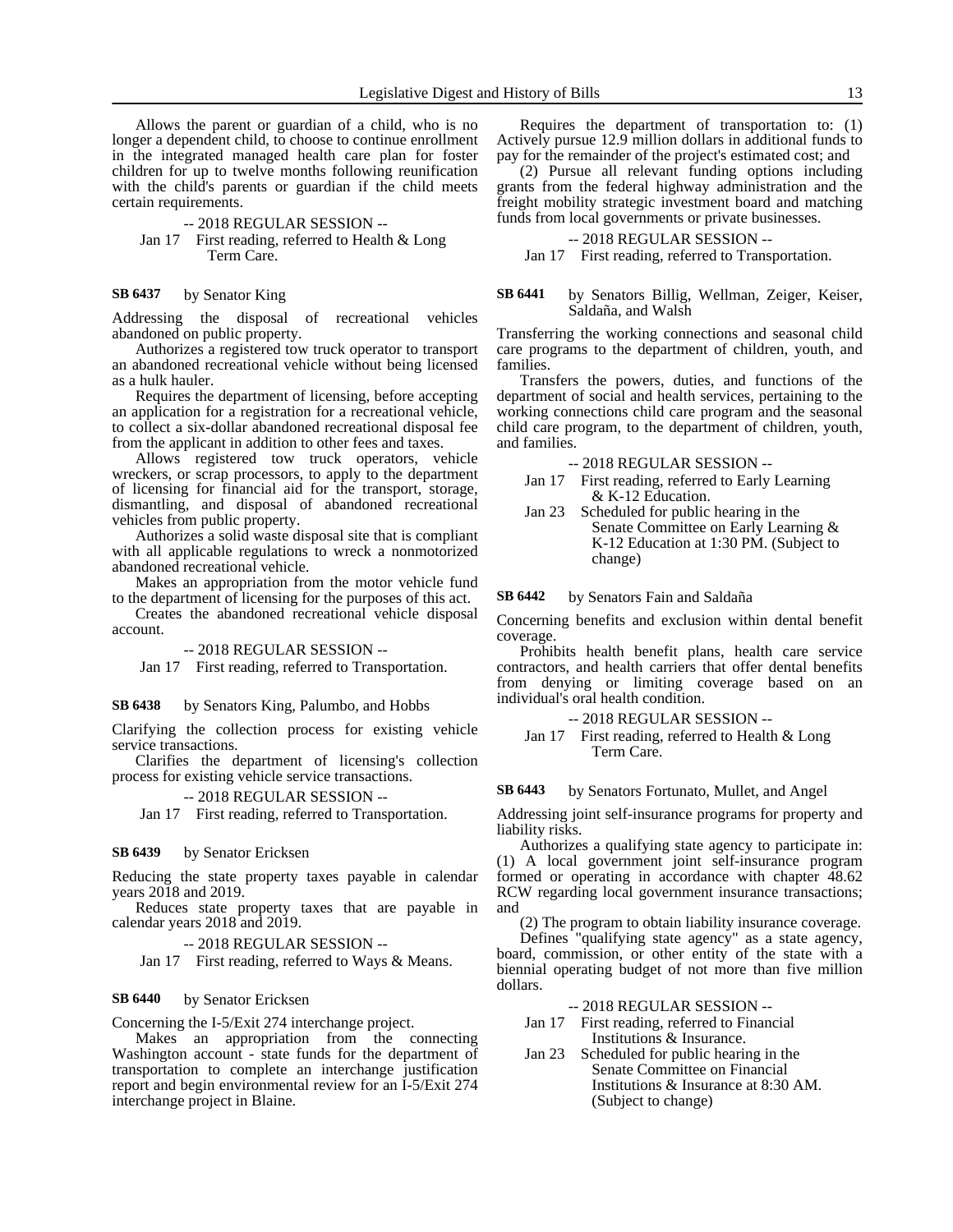Allows the parent or guardian of a child, who is no longer a dependent child, to choose to continue enrollment in the integrated managed health care plan for foster children for up to twelve months following reunification with the child's parents or guardian if the child meets certain requirements.

-- 2018 REGULAR SESSION --

Jan 17 First reading, referred to Health & Long Term Care.

**SB 6437** by Senator King

Addressing the disposal of recreational vehicles abandoned on public property.

Authorizes a registered tow truck operator to transport an abandoned recreational vehicle without being licensed as a hulk hauler.

Requires the department of licensing, before accepting an application for a registration for a recreational vehicle, to collect a six-dollar abandoned recreational disposal fee from the applicant in addition to other fees and taxes.

Allows registered tow truck operators, vehicle wreckers, or scrap processors, to apply to the department of licensing for financial aid for the transport, storage, dismantling, and disposal of abandoned recreational vehicles from public property.

Authorizes a solid waste disposal site that is compliant with all applicable regulations to wreck a nonmotorized abandoned recreational vehicle.

Makes an appropriation from the motor vehicle fund to the department of licensing for the purposes of this act.

Creates the abandoned recreational vehicle disposal account.

-- 2018 REGULAR SESSION --

Jan 17 First reading, referred to Transportation.

**SB 6438** by Senators King, Palumbo, and Hobbs

Clarifying the collection process for existing vehicle service transactions.

Clarifies the department of licensing's collection process for existing vehicle service transactions.

-- 2018 REGULAR SESSION --

Jan 17 First reading, referred to Transportation.

**SB 6439** by Senator Ericksen

Reducing the state property taxes payable in calendar years 2018 and 2019.

Reduces state property taxes that are payable in calendar years 2018 and 2019.

-- 2018 REGULAR SESSION --

Jan 17 First reading, referred to Ways & Means.

**SB 6440** by Senator Ericksen

Concerning the I-5/Exit 274 interchange project.

Makes an appropriation from the connecting Washington account - state funds for the department of transportation to complete an interchange justification report and begin environmental review for an I-5/Exit 274 interchange project in Blaine.

Requires the department of transportation to: (1) Actively pursue 12.9 million dollars in additional funds to pay for the remainder of the project's estimated cost; and

(2) Pursue all relevant funding options including grants from the federal highway administration and the freight mobility strategic investment board and matching funds from local governments or private businesses.

-- 2018 REGULAR SESSION --

Jan 17 First reading, referred to Transportation.

**SB 6441** by Senators Billig, Wellman, Zeiger, Keiser, Saldaña, and Walsh

Transferring the working connections and seasonal child care programs to the department of children, youth, and families.

Transfers the powers, duties, and functions of the department of social and health services, pertaining to the working connections child care program and the seasonal child care program, to the department of children, youth, and families.

-- 2018 REGULAR SESSION --

Jan 17 First reading, referred to Early Learning & K-12 Education.

Jan 23 Scheduled for public hearing in the Senate Committee on Early Learning & K-12 Education at 1:30 PM. (Subject to change)

**SB 6442** by Senators Fain and Saldaña

Concerning benefits and exclusion within dental benefit coverage.

Prohibits health benefit plans, health care service contractors, and health carriers that offer dental benefits from denying or limiting coverage based on an individual's oral health condition.

-- 2018 REGULAR SESSION --

Jan 17 First reading, referred to Health & Long Term Care.

**SB 6443** by Senators Fortunato, Mullet, and Angel

Addressing joint self-insurance programs for property and liability risks.

Authorizes a qualifying state agency to participate in: (1) A local government joint self-insurance program formed or operating in accordance with chapter 48.62 RCW regarding local government insurance transactions; and

(2) The program to obtain liability insurance coverage.

Defines "qualifying state agency" as a state agency, board, commission, or other entity of the state with a biennial operating budget of not more than five million dollars.

-- 2018 REGULAR SESSION --

Jan 17 First reading, referred to Financial Institutions & Insurance.

Jan 23 Scheduled for public hearing in the Senate Committee on Financial Institutions & Insurance at 8:30 AM. (Subject to change)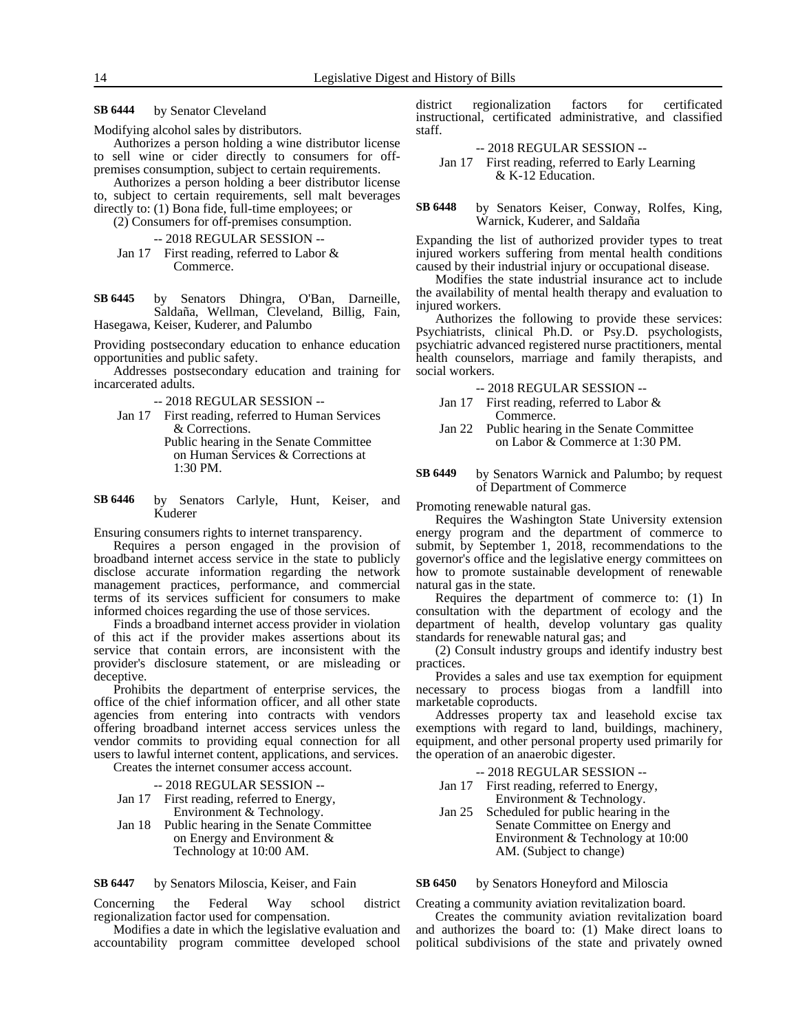**SB 6444** by Senator Cleveland

Modifying alcohol sales by distributors.

Authorizes a person holding a wine distributor license to sell wine or cider directly to consumers for off-premises consumption, subject to certain requirements.

Authorizes a person holding a beer distributor license to, subject to certain requirements, sell malt beverages directly to: (1) Bona fide, full-time employees; or

(2) Consumers for off-premises consumption.

-- 2018 REGULAR SESSION --

Jan 17 First reading, referred to Labor & Commerce.

**SB 6445** by Senators Dhingra, O'Ban, Darneille, Saldaña, Wellman, Cleveland, Billig, Fain, Hasegawa, Keiser, Kuderer, and Palumbo

Providing postsecondary education to enhance education opportunities and public safety.

Addresses postsecondary education and training for incarcerated adults.

-- 2018 REGULAR SESSION --

Jan 17 First reading, referred to Human Services & Corrections.
Public hearing in the Senate Committee on Human Services & Corrections at 1:30 PM.

**SB 6446** by Senators Carlyle, Hunt, Keiser, and Kuderer

Ensuring consumers rights to internet transparency.

Requires a person engaged in the provision of broadband internet access service in the state to publicly disclose accurate information regarding the network management practices, performance, and commercial terms of its services sufficient for consumers to make informed choices regarding the use of those services.

Finds a broadband internet access provider in violation of this act if the provider makes assertions about its service that contain errors, are inconsistent with the provider's disclosure statement, or are misleading or deceptive.

Prohibits the department of enterprise services, the office of the chief information officer, and all other state agencies from entering into contracts with vendors offering broadband internet access services unless the vendor commits to providing equal connection for all users to lawful internet content, applications, and services.

Creates the internet consumer access account.

-- 2018 REGULAR SESSION --

Jan 17 First reading, referred to Energy, Environment & Technology.

Jan 18 Public hearing in the Senate Committee on Energy and Environment & Technology at 10:00 AM.

**SB 6447** by Senators Miloscia, Keiser, and Fain

Concerning the Federal Way school district regionalization factor used for compensation.

Modifies a date in which the legislative evaluation and accountability program committee developed school district regionalization factors for certificated instructional, certificated administrative, and classified staff.

-- 2018 REGULAR SESSION --

Jan 17 First reading, referred to Early Learning & K-12 Education.

**SB 6448** by Senators Keiser, Conway, Rolfes, King, Warnick, Kuderer, and Saldaña

Expanding the list of authorized provider types to treat injured workers suffering from mental health conditions caused by their industrial injury or occupational disease.

Modifies the state industrial insurance act to include the availability of mental health therapy and evaluation to injured workers.

Authorizes the following to provide these services: Psychiatrists, clinical Ph.D. or Psy.D. psychologists, psychiatric advanced registered nurse practitioners, mental health counselors, marriage and family therapists, and social workers.

-- 2018 REGULAR SESSION --

Jan 17 First reading, referred to Labor & Commerce.

Jan 22 Public hearing in the Senate Committee on Labor & Commerce at 1:30 PM.

**SB 6449** by Senators Warnick and Palumbo; by request of Department of Commerce

Promoting renewable natural gas.

Requires the Washington State University extension energy program and the department of commerce to submit, by September 1, 2018, recommendations to the governor's office and the legislative energy committees on how to promote sustainable development of renewable natural gas in the state.

Requires the department of commerce to: (1) In consultation with the department of ecology and the department of health, develop voluntary gas quality standards for renewable natural gas; and

(2) Consult industry groups and identify industry best practices.

Provides a sales and use tax exemption for equipment necessary to process biogas from a landfill into marketable coproducts.

Addresses property tax and leasehold excise tax exemptions with regard to land, buildings, machinery, equipment, and other personal property used primarily for the operation of an anaerobic digester.

-- 2018 REGULAR SESSION --

Jan 17 First reading, referred to Energy, Environment & Technology.

Jan 25 Scheduled for public hearing in the Senate Committee on Energy and Environment & Technology at 10:00 AM. (Subject to change)

**SB 6450** by Senators Honeyford and Miloscia

Creating a community aviation revitalization board.

Creates the community aviation revitalization board and authorizes the board to: (1) Make direct loans to political subdivisions of the state and privately owned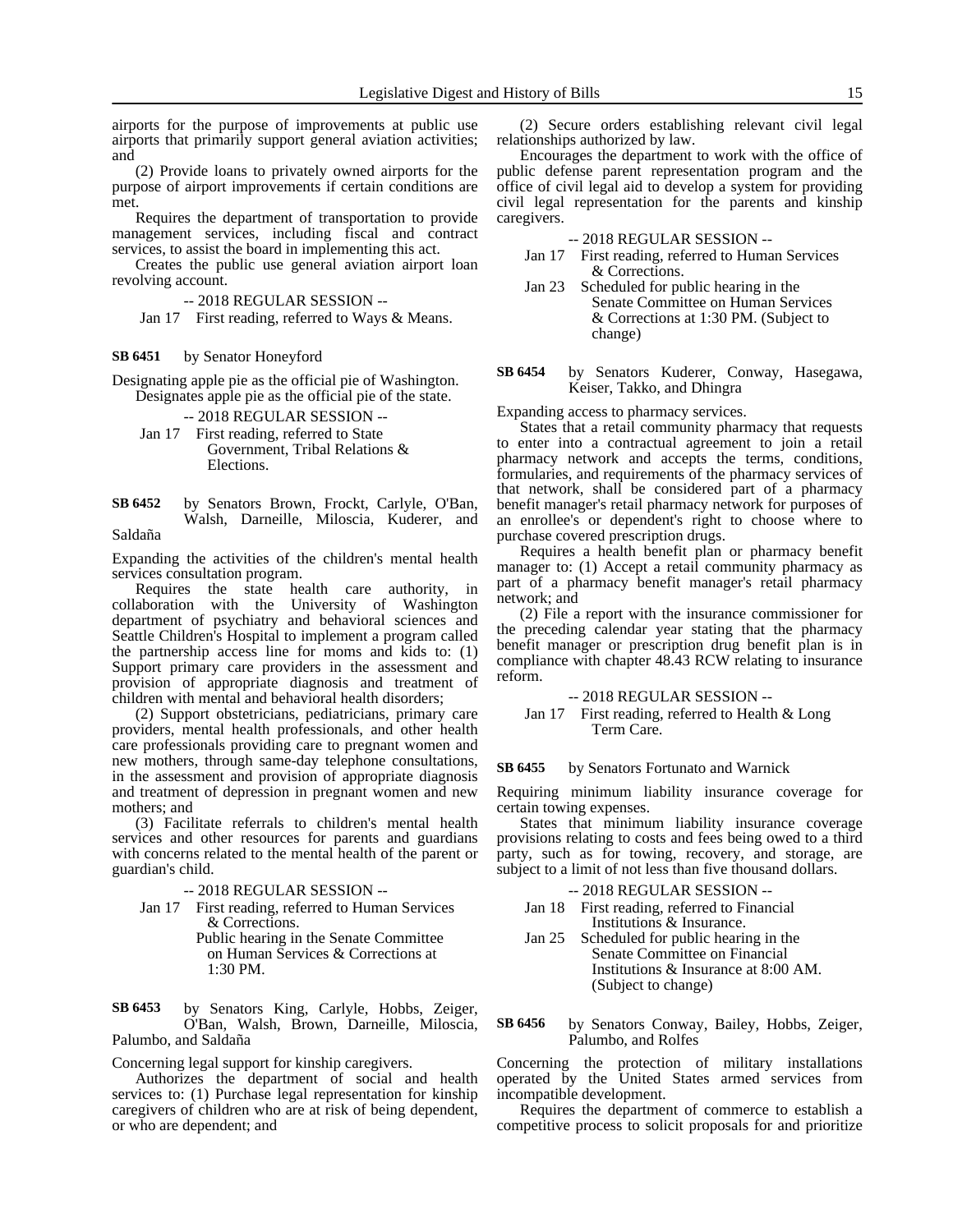airports for the purpose of improvements at public use airports that primarily support general aviation activities; and

(2) Provide loans to privately owned airports for the purpose of airport improvements if certain conditions are met.

Requires the department of transportation to provide management services, including fiscal and contract services, to assist the board in implementing this act.

Creates the public use general aviation airport loan revolving account.

-- 2018 REGULAR SESSION --

Jan 17 First reading, referred to Ways & Means.

**SB 6451** by Senator Honeyford

Designating apple pie as the official pie of Washington.

Designates apple pie as the official pie of the state.

-- 2018 REGULAR SESSION --

Jan 17 First reading, referred to State Government, Tribal Relations & Elections.

**SB 6452** by Senators Brown, Frockt, Carlyle, O'Ban, Walsh, Darneille, Miloscia, Kuderer, and Saldaña

Expanding the activities of the children's mental health services consultation program.

Requires the state health care authority, in collaboration with the University of Washington department of psychiatry and behavioral sciences and Seattle Children's Hospital to implement a program called the partnership access line for moms and kids to: (1) Support primary care providers in the assessment and provision of appropriate diagnosis and treatment of children with mental and behavioral health disorders;

(2) Support obstetricians, pediatricians, primary care providers, mental health professionals, and other health care professionals providing care to pregnant women and new mothers, through same-day telephone consultations, in the assessment and provision of appropriate diagnosis and treatment of depression in pregnant women and new mothers; and

(3) Facilitate referrals to children's mental health services and other resources for parents and guardians with concerns related to the mental health of the parent or guardian's child.

-- 2018 REGULAR SESSION --

Jan 17 First reading, referred to Human Services & Corrections.
Public hearing in the Senate Committee on Human Services & Corrections at 1:30 PM.

**SB 6453** by Senators King, Carlyle, Hobbs, Zeiger, O'Ban, Walsh, Brown, Darneille, Miloscia, Palumbo, and Saldaña

Concerning legal support for kinship caregivers.

Authorizes the department of social and health services to: (1) Purchase legal representation for kinship caregivers of children who are at risk of being dependent, or who are dependent; and

(2) Secure orders establishing relevant civil legal relationships authorized by law.

Encourages the department to work with the office of public defense parent representation program and the office of civil legal aid to develop a system for providing civil legal representation for the parents and kinship caregivers.

-- 2018 REGULAR SESSION --

Jan 17 First reading, referred to Human Services & Corrections.

Jan 23 Scheduled for public hearing in the Senate Committee on Human Services & Corrections at 1:30 PM. (Subject to change)

**SB 6454** by Senators Kuderer, Conway, Hasegawa, Keiser, Takko, and Dhingra

Expanding access to pharmacy services.

States that a retail community pharmacy that requests to enter into a contractual agreement to join a retail pharmacy network and accepts the terms, conditions, formularies, and requirements of the pharmacy services of that network, shall be considered part of a pharmacy benefit manager's retail pharmacy network for purposes of an enrollee's or dependent's right to choose where to purchase covered prescription drugs.

Requires a health benefit plan or pharmacy benefit manager to: (1) Accept a retail community pharmacy as part of a pharmacy benefit manager's retail pharmacy network; and

(2) File a report with the insurance commissioner for the preceding calendar year stating that the pharmacy benefit manager or prescription drug benefit plan is in compliance with chapter 48.43 RCW relating to insurance reform.

-- 2018 REGULAR SESSION --

Jan 17 First reading, referred to Health & Long Term Care.

**SB 6455** by Senators Fortunato and Warnick

Requiring minimum liability insurance coverage for certain towing expenses.

States that minimum liability insurance coverage provisions relating to costs and fees being owed to a third party, such as for towing, recovery, and storage, are subject to a limit of not less than five thousand dollars.

-- 2018 REGULAR SESSION --

Jan 18 First reading, referred to Financial Institutions & Insurance.

Jan 25 Scheduled for public hearing in the Senate Committee on Financial Institutions & Insurance at 8:00 AM. (Subject to change)

**SB 6456** by Senators Conway, Bailey, Hobbs, Zeiger, Palumbo, and Rolfes

Concerning the protection of military installations operated by the United States armed services from incompatible development.

Requires the department of commerce to establish a competitive process to solicit proposals for and prioritize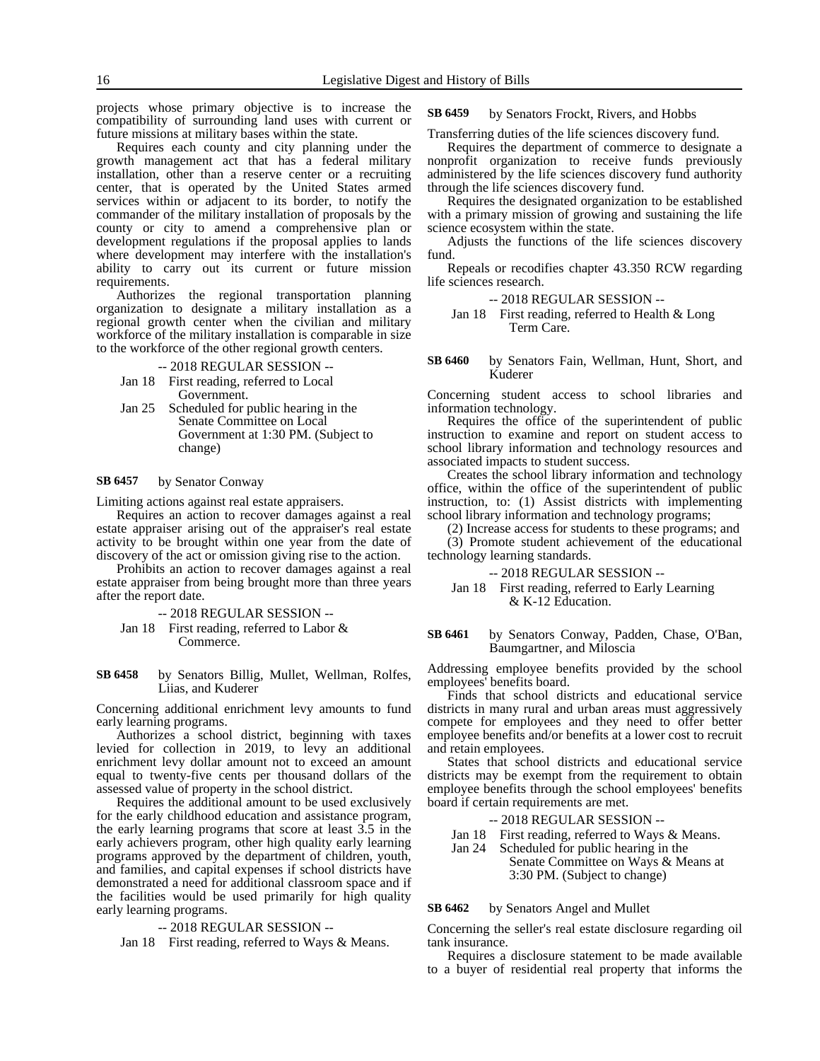projects whose primary objective is to increase the compatibility of surrounding land uses with current or future missions at military bases within the state.

Requires each county and city planning under the growth management act that has a federal military installation, other than a reserve center or a recruiting center, that is operated by the United States armed services within or adjacent to its border, to notify the commander of the military installation of proposals by the county or city to amend a comprehensive plan or development regulations if the proposal applies to lands where development may interfere with the installation's ability to carry out its current or future mission requirements.

Authorizes the regional transportation planning organization to designate a military installation as a regional growth center when the civilian and military workforce of the military installation is comparable in size to the workforce of the other regional growth centers.

-- 2018 REGULAR SESSION --

Jan 18 First reading, referred to Local Government.

Jan 25 Scheduled for public hearing in the Senate Committee on Local Government at 1:30 PM. (Subject to change)

**SB 6457** by Senator Conway

Limiting actions against real estate appraisers.

Requires an action to recover damages against a real estate appraiser arising out of the appraiser's real estate activity to be brought within one year from the date of discovery of the act or omission giving rise to the action.

Prohibits an action to recover damages against a real estate appraiser from being brought more than three years after the report date.

-- 2018 REGULAR SESSION --

Jan 18 First reading, referred to Labor & Commerce.

**SB 6458** by Senators Billig, Mullet, Wellman, Rolfes, Liias, and Kuderer

Concerning additional enrichment levy amounts to fund early learning programs.

Authorizes a school district, beginning with taxes levied for collection in 2019, to levy an additional enrichment levy dollar amount not to exceed an amount equal to twenty-five cents per thousand dollars of the assessed value of property in the school district.

Requires the additional amount to be used exclusively for the early childhood education and assistance program, the early learning programs that score at least 3.5 in the early achievers program, other high quality early learning programs approved by the department of children, youth, and families, and capital expenses if school districts have demonstrated a need for additional classroom space and if the facilities would be used primarily for high quality early learning programs.

-- 2018 REGULAR SESSION --

Jan 18 First reading, referred to Ways & Means.

**SB 6459** by Senators Frockt, Rivers, and Hobbs

Transferring duties of the life sciences discovery fund.

Requires the department of commerce to designate a nonprofit organization to receive funds previously administered by the life sciences discovery fund authority through the life sciences discovery fund.

Requires the designated organization to be established with a primary mission of growing and sustaining the life science ecosystem within the state.

Adjusts the functions of the life sciences discovery fund.

Repeals or recodifies chapter 43.350 RCW regarding life sciences research.

-- 2018 REGULAR SESSION --

Jan 18 First reading, referred to Health & Long Term Care.

**SB 6460** by Senators Fain, Wellman, Hunt, Short, and Kuderer

Concerning student access to school libraries and information technology.

Requires the office of the superintendent of public instruction to examine and report on student access to school library information and technology resources and associated impacts to student success.

Creates the school library information and technology office, within the office of the superintendent of public instruction, to: (1) Assist districts with implementing school library information and technology programs;

(2) Increase access for students to these programs; and

(3) Promote student achievement of the educational technology learning standards.

-- 2018 REGULAR SESSION --

Jan 18 First reading, referred to Early Learning & K-12 Education.

**SB 6461** by Senators Conway, Padden, Chase, O'Ban, Baumgartner, and Miloscia

Addressing employee benefits provided by the school employees' benefits board.

Finds that school districts and educational service districts in many rural and urban areas must aggressively compete for employees and they need to offer better employee benefits and/or benefits at a lower cost to recruit and retain employees.

States that school districts and educational service districts may be exempt from the requirement to obtain employee benefits through the school employees' benefits board if certain requirements are met.

-- 2018 REGULAR SESSION --

Jan 18 First reading, referred to Ways & Means.

Jan 24 Scheduled for public hearing in the Senate Committee on Ways & Means at 3:30 PM. (Subject to change)

**SB 6462** by Senators Angel and Mullet

Concerning the seller's real estate disclosure regarding oil tank insurance.

Requires a disclosure statement to be made available to a buyer of residential real property that informs the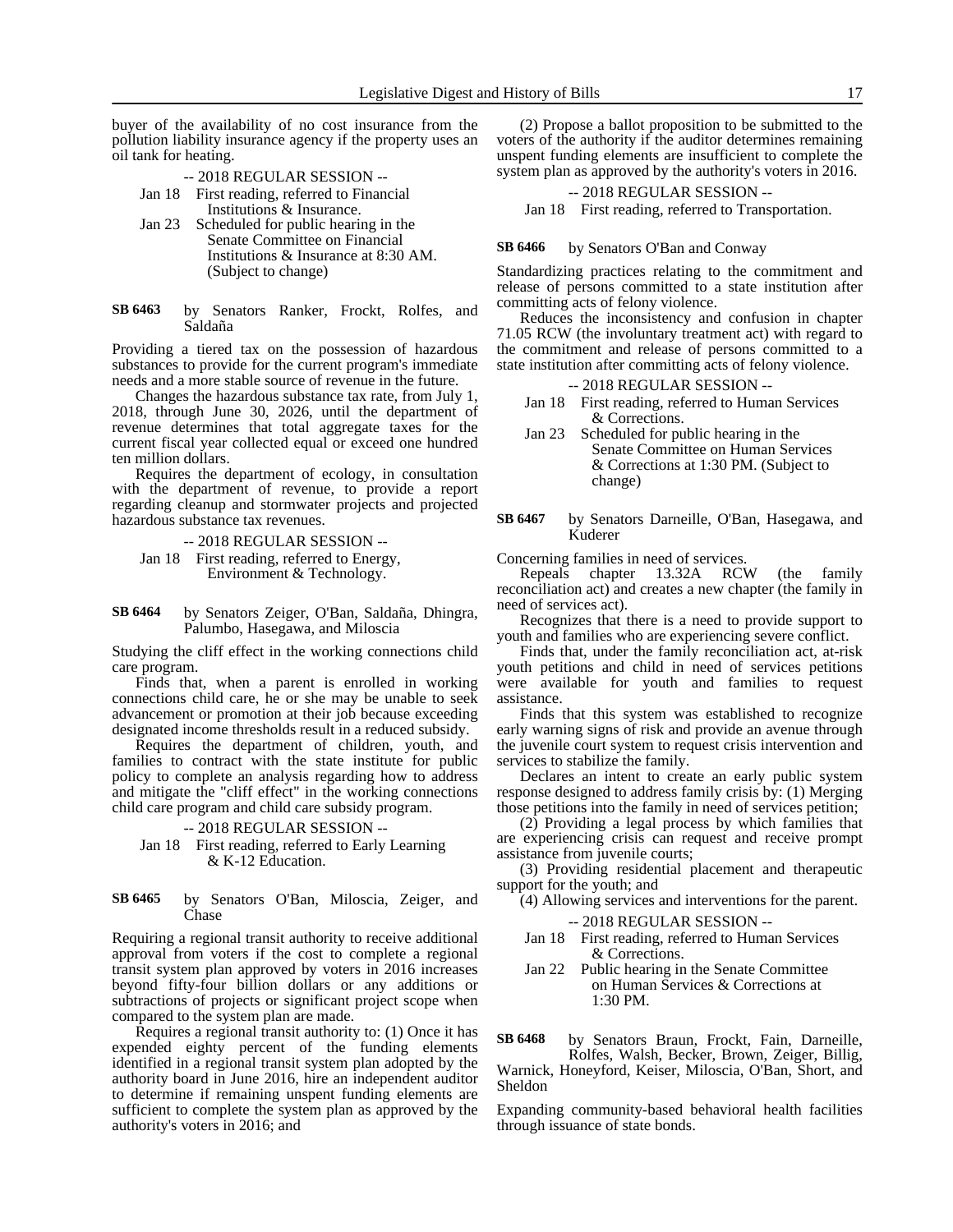buyer of the availability of no cost insurance from the pollution liability insurance agency if the property uses an oil tank for heating.

-- 2018 REGULAR SESSION --

Jan 18 First reading, referred to Financial Institutions & Insurance.

Jan 23 Scheduled for public hearing in the Senate Committee on Financial Institutions & Insurance at 8:30 AM. (Subject to change)

**SB 6463** by Senators Ranker, Frockt, Rolfes, and Saldaña

Providing a tiered tax on the possession of hazardous substances to provide for the current program's immediate needs and a more stable source of revenue in the future.

Changes the hazardous substance tax rate, from July 1, 2018, through June 30, 2026, until the department of revenue determines that total aggregate taxes for the current fiscal year collected equal or exceed one hundred ten million dollars.

Requires the department of ecology, in consultation with the department of revenue, to provide a report regarding cleanup and stormwater projects and projected hazardous substance tax revenues.

-- 2018 REGULAR SESSION --

Jan 18 First reading, referred to Energy, Environment & Technology.

**SB 6464** by Senators Zeiger, O'Ban, Saldaña, Dhingra, Palumbo, Hasegawa, and Miloscia

Studying the cliff effect in the working connections child care program.

Finds that, when a parent is enrolled in working connections child care, he or she may be unable to seek advancement or promotion at their job because exceeding designated income thresholds result in a reduced subsidy.

Requires the department of children, youth, and families to contract with the state institute for public policy to complete an analysis regarding how to address and mitigate the "cliff effect" in the working connections child care program and child care subsidy program.

-- 2018 REGULAR SESSION --

Jan 18 First reading, referred to Early Learning & K-12 Education.

**SB 6465** by Senators O'Ban, Miloscia, Zeiger, and Chase

Requiring a regional transit authority to receive additional approval from voters if the cost to complete a regional transit system plan approved by voters in 2016 increases beyond fifty-four billion dollars or any additions or subtractions of projects or significant project scope when compared to the system plan are made.

Requires a regional transit authority to: (1) Once it has expended eighty percent of the funding elements identified in a regional transit system plan adopted by the authority board in June 2016, hire an independent auditor to determine if remaining unspent funding elements are sufficient to complete the system plan as approved by the authority's voters in 2016; and

(2) Propose a ballot proposition to be submitted to the voters of the authority if the auditor determines remaining unspent funding elements are insufficient to complete the system plan as approved by the authority's voters in 2016.

-- 2018 REGULAR SESSION --

Jan 18 First reading, referred to Transportation.

**SB 6466** by Senators O'Ban and Conway

Standardizing practices relating to the commitment and release of persons committed to a state institution after committing acts of felony violence.

Reduces the inconsistency and confusion in chapter 71.05 RCW (the involuntary treatment act) with regard to the commitment and release of persons committed to a state institution after committing acts of felony violence.

-- 2018 REGULAR SESSION --

Jan 18 First reading, referred to Human Services & Corrections.

Jan 23 Scheduled for public hearing in the Senate Committee on Human Services & Corrections at 1:30 PM. (Subject to change)

**SB 6467** by Senators Darneille, O'Ban, Hasegawa, and Kuderer

Concerning families in need of services.

Repeals chapter 13.32A RCW (the family reconciliation act) and creates a new chapter (the family in need of services act).

Recognizes that there is a need to provide support to youth and families who are experiencing severe conflict.

Finds that, under the family reconciliation act, at-risk youth petitions and child in need of services petitions were available for youth and families to request assistance.

Finds that this system was established to recognize early warning signs of risk and provide an avenue through the juvenile court system to request crisis intervention and services to stabilize the family.

Declares an intent to create an early public system response designed to address family crisis by: (1) Merging those petitions into the family in need of services petition;

(2) Providing a legal process by which families that are experiencing crisis can request and receive prompt assistance from juvenile courts;

(3) Providing residential placement and therapeutic support for the youth; and

(4) Allowing services and interventions for the parent.

-- 2018 REGULAR SESSION --

Jan 18 First reading, referred to Human Services & Corrections.

Jan 22 Public hearing in the Senate Committee on Human Services & Corrections at 1:30 PM.

**SB 6468** by Senators Braun, Frockt, Fain, Darneille, Rolfes, Walsh, Becker, Brown, Zeiger, Billig, Warnick, Honeyford, Keiser, Miloscia, O'Ban, Short, and Sheldon

Expanding community-based behavioral health facilities through issuance of state bonds.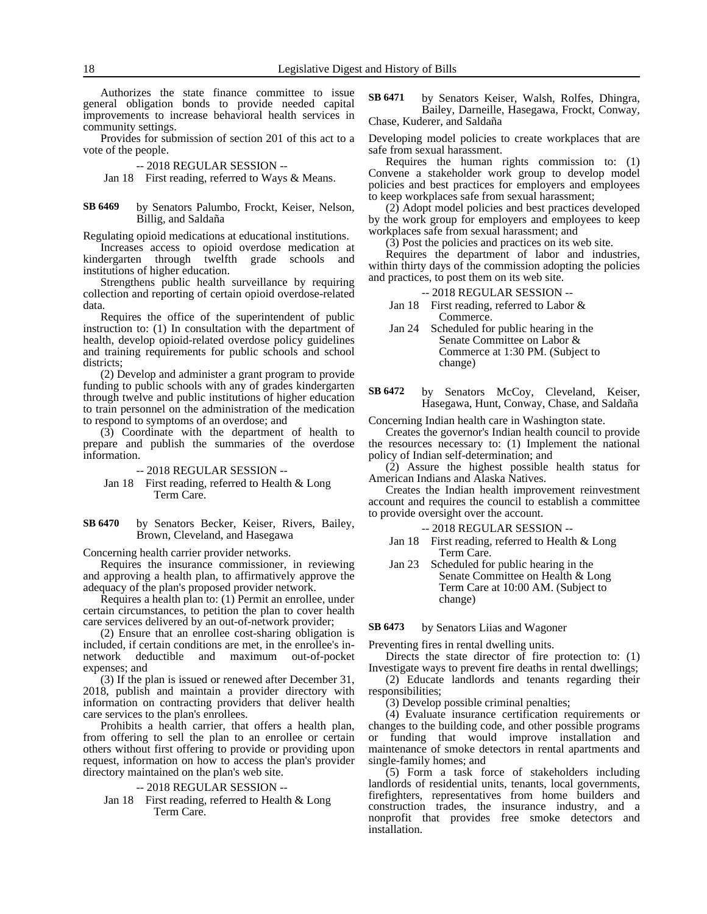Authorizes the state finance committee to issue general obligation bonds to provide needed capital improvements to increase behavioral health services in community settings.

Provides for submission of section 201 of this act to a vote of the people.

-- 2018 REGULAR SESSION --

Jan 18 First reading, referred to Ways & Means.

**SB 6469** by Senators Palumbo, Frockt, Keiser, Nelson, Billig, and Saldaña

Regulating opioid medications at educational institutions.

Increases access to opioid overdose medication at kindergarten through twelfth grade schools and institutions of higher education.

Strengthens public health surveillance by requiring collection and reporting of certain opioid overdose-related data.

Requires the office of the superintendent of public instruction to: (1) In consultation with the department of health, develop opioid-related overdose policy guidelines and training requirements for public schools and school districts;

(2) Develop and administer a grant program to provide funding to public schools with any of grades kindergarten through twelve and public institutions of higher education to train personnel on the administration of the medication to respond to symptoms of an overdose; and

(3) Coordinate with the department of health to prepare and publish the summaries of the overdose information.

-- 2018 REGULAR SESSION --

Jan 18 First reading, referred to Health & Long Term Care.

**SB 6470** by Senators Becker, Keiser, Rivers, Bailey, Brown, Cleveland, and Hasegawa

Concerning health carrier provider networks.

Requires the insurance commissioner, in reviewing and approving a health plan, to affirmatively approve the adequacy of the plan's proposed provider network.

Requires a health plan to: (1) Permit an enrollee, under certain circumstances, to petition the plan to cover health care services delivered by an out-of-network provider;

(2) Ensure that an enrollee cost-sharing obligation is included, if certain conditions are met, in the enrollee's in-network deductible and maximum out-of-pocket expenses; and

(3) If the plan is issued or renewed after December 31, 2018, publish and maintain a provider directory with information on contracting providers that deliver health care services to the plan's enrollees.

Prohibits a health carrier, that offers a health plan, from offering to sell the plan to an enrollee or certain others without first offering to provide or providing upon request, information on how to access the plan's provider directory maintained on the plan's web site.

-- 2018 REGULAR SESSION --

Jan 18 First reading, referred to Health & Long Term Care.

**SB 6471** by Senators Keiser, Walsh, Rolfes, Dhingra, Bailey, Darneille, Hasegawa, Frockt, Conway, Chase, Kuderer, and Saldaña

Developing model policies to create workplaces that are safe from sexual harassment.

Requires the human rights commission to: (1) Convene a stakeholder work group to develop model policies and best practices for employers and employees to keep workplaces safe from sexual harassment;

(2) Adopt model policies and best practices developed by the work group for employers and employees to keep workplaces safe from sexual harassment; and

(3) Post the policies and practices on its web site.

Requires the department of labor and industries, within thirty days of the commission adopting the policies and practices, to post them on its web site.

-- 2018 REGULAR SESSION --

Jan 18 First reading, referred to Labor & Commerce.

Jan 24 Scheduled for public hearing in the Senate Committee on Labor & Commerce at 1:30 PM. (Subject to change)

**SB 6472** by Senators McCoy, Cleveland, Keiser, Hasegawa, Hunt, Conway, Chase, and Saldaña

Concerning Indian health care in Washington state.

Creates the governor's Indian health council to provide the resources necessary to: (1) Implement the national policy of Indian self-determination; and

(2) Assure the highest possible health status for American Indians and Alaska Natives.

Creates the Indian health improvement reinvestment account and requires the council to establish a committee to provide oversight over the account.

-- 2018 REGULAR SESSION --

Jan 18 First reading, referred to Health & Long Term Care.

Jan 23 Scheduled for public hearing in the Senate Committee on Health & Long Term Care at 10:00 AM. (Subject to change)

**SB 6473** by Senators Liias and Wagoner

Preventing fires in rental dwelling units.

Directs the state director of fire protection to: (1) Investigate ways to prevent fire deaths in rental dwellings;

(2) Educate landlords and tenants regarding their responsibilities;

(3) Develop possible criminal penalties;

(4) Evaluate insurance certification requirements or changes to the building code, and other possible programs or funding that would improve installation and maintenance of smoke detectors in rental apartments and single-family homes; and

(5) Form a task force of stakeholders including landlords of residential units, tenants, local governments, firefighters, representatives from home builders and construction trades, the insurance industry, and a nonprofit that provides free smoke detectors and installation.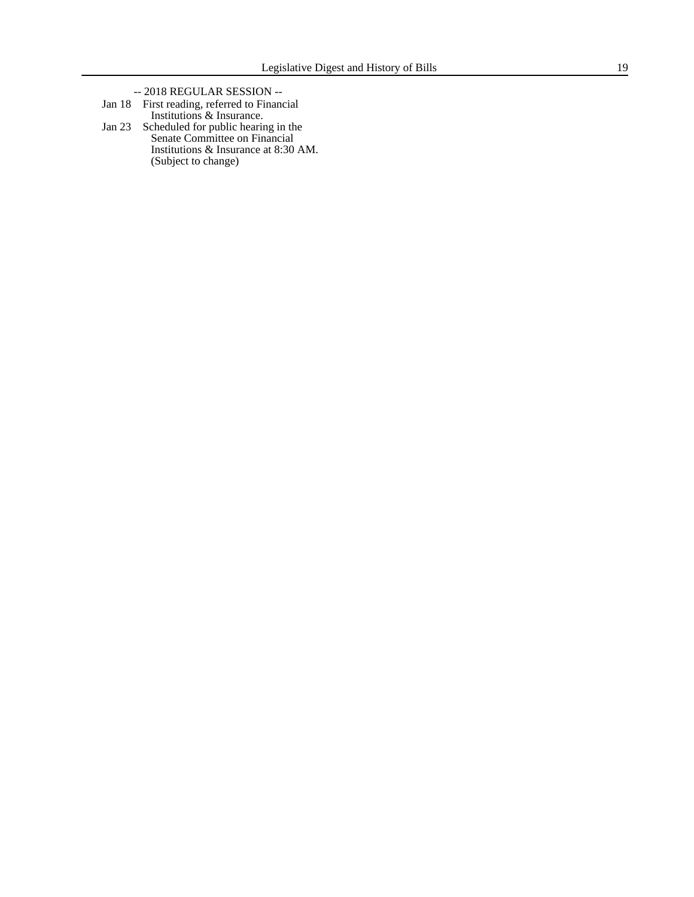-- 2018 REGULAR SESSION --

Jan 18 First reading, referred to Financial Institutions & Insurance.

Jan 23 Scheduled for public hearing in the Senate Committee on Financial Institutions & Insurance at 8:30 AM. (Subject to change)